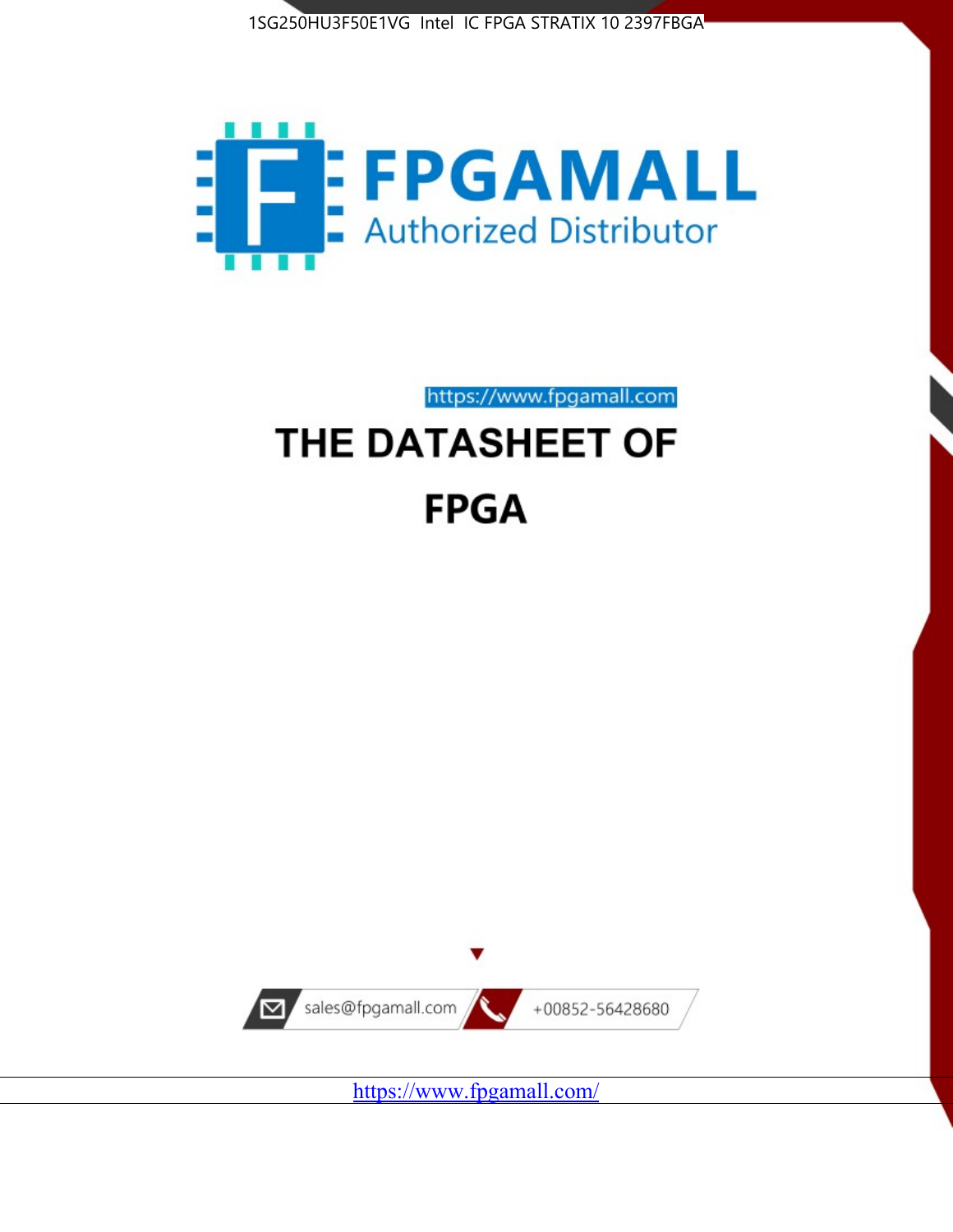1SG250HU3F50E1VG Intel IC FPGA STRATIX 10 2397FBGA

FPGAMALL

Authorized Distributor

https://www.fpgamall.com

# THE DATASHEET OF

# FPGA

sales@fpgamall.com

+00852-56428680

https://www.fpgamall.com/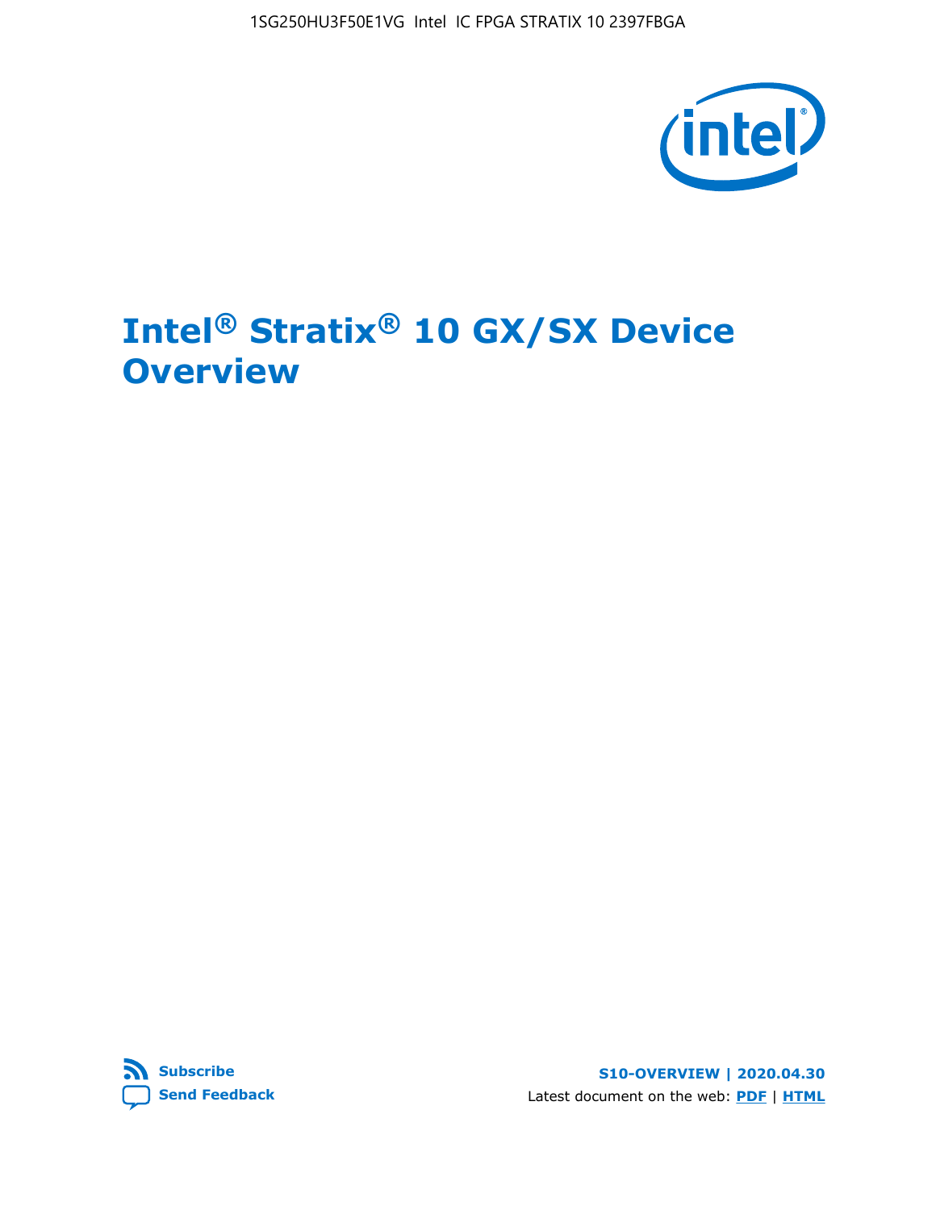# Intel® Stratix® 10 GX/SX Device Overview

Subscribe

Send Feedback

S10-OVERVIEW | 2020.04.30

Latest document on the web: PDF | HTML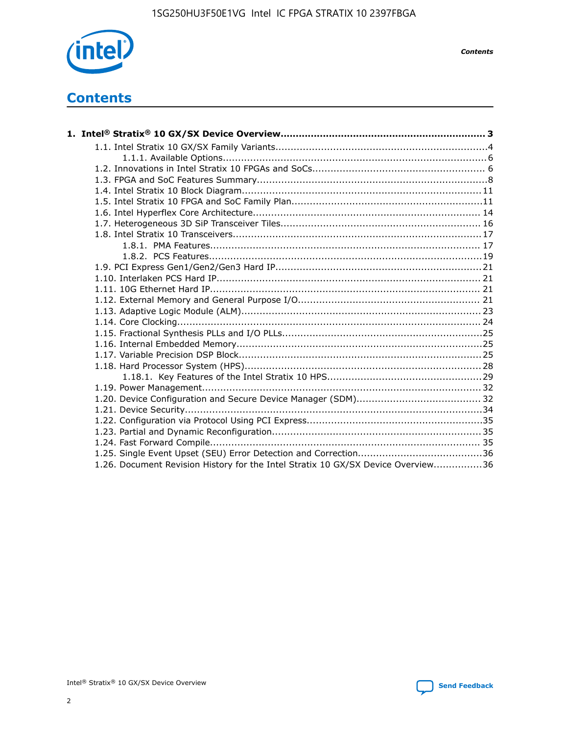# Contents

**1. Intel® Stratix® 10 GX/SX Device Overview....................................................................... 3**

- 1.1. Intel Stratix 10 GX/SX Family Variants........................................................................4
  - 1.1.1. Available Options.......................................................................................6
- 1.2. Innovations in Intel Stratix 10 FPGAs and SoCs......................................................... 6
- 1.3. FPGA and SoC Features Summary.............................................................................8
- 1.4. Intel Stratix 10 Block Diagram.................................................................................11
- 1.5. Intel Stratix 10 FPGA and SoC Family Plan.................................................................11
- 1.6. Intel Hyperflex Core Architecture............................................................................ 14
- 1.7. Heterogeneous 3D SiP Transceiver Tiles................................................................... 16
- 1.8. Intel Stratix 10 Transceivers....................................................................................17
  - 1.8.1. PMA Features.......................................................................................... 17
  - 1.8.2. PCS Features...........................................................................................19
- 1.9. PCI Express Gen1/Gen2/Gen3 Hard IP.....................................................................21
- 1.10. Interlaken PCS Hard IP........................................................................................ 21
- 1.11. 10G Ethernet Hard IP.......................................................................................... 21
- 1.12. External Memory and General Purpose I/O............................................................. 21
- 1.13. Adaptive Logic Module (ALM)................................................................................ 23
- 1.14. Core Clocking...................................................................................................... 24
- 1.15. Fractional Synthesis PLLs and I/O PLLs...................................................................25
- 1.16. Internal Embedded Memory...................................................................................25
- 1.17. Variable Precision DSP Block..................................................................................25
- 1.18. Hard Processor System (HPS)................................................................................28
  - 1.18.1. Key Features of the Intel Stratix 10 HPS.....................................................29
- 1.19. Power Management............................................................................................. 32
- 1.20. Device Configuration and Secure Device Manager (SDM)......................................... 32
- 1.21. Device Security...................................................................................................34
- 1.22. Configuration via Protocol Using PCI Express...........................................................35
- 1.23. Partial and Dynamic Reconfiguration......................................................................35
- 1.24. Fast Forward Compile.......................................................................................... 35
- 1.25. Single Event Upset (SEU) Error Detection and Correction..........................................36
- 1.26. Document Revision History for the Intel Stratix 10 GX/SX Device Overview................36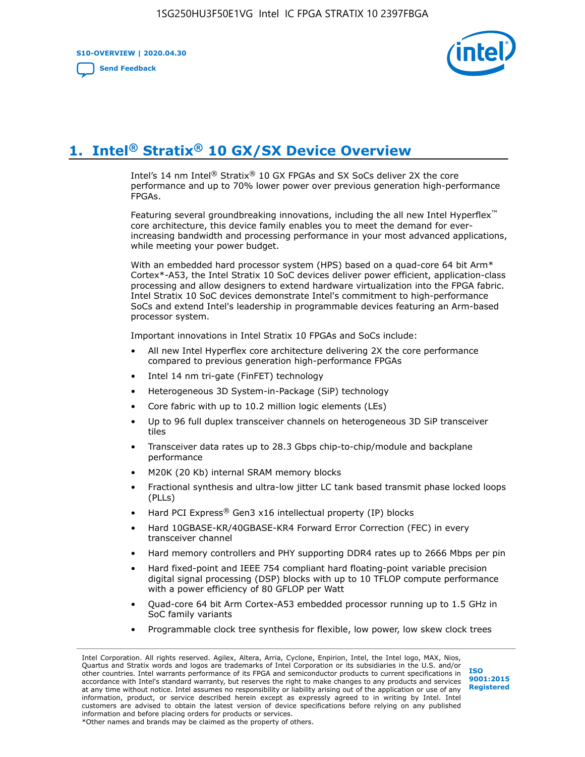# 1. Intel® Stratix® 10 GX/SX Device Overview

Intel's 14 nm Intel® Stratix® 10 GX FPGAs and SX SoCs deliver 2X the core performance and up to 70% lower power over previous generation high-performance FPGAs.

Featuring several groundbreaking innovations, including the all new Intel Hyperflex™ core architecture, this device family enables you to meet the demand for ever-increasing bandwidth and processing performance in your most advanced applications, while meeting your power budget.

With an embedded hard processor system (HPS) based on a quad-core 64 bit Arm* Cortex*-A53, the Intel Stratix 10 SoC devices deliver power efficient, application-class processing and allow designers to extend hardware virtualization into the FPGA fabric. Intel Stratix 10 SoC devices demonstrate Intel's commitment to high-performance SoCs and extend Intel's leadership in programmable devices featuring an Arm-based processor system.

Important innovations in Intel Stratix 10 FPGAs and SoCs include:

- All new Intel Hyperflex core architecture delivering 2X the core performance compared to previous generation high-performance FPGAs
- Intel 14 nm tri-gate (FinFET) technology
- Heterogeneous 3D System-in-Package (SiP) technology
- Core fabric with up to 10.2 million logic elements (LEs)
- Up to 96 full duplex transceiver channels on heterogeneous 3D SiP transceiver tiles
- Transceiver data rates up to 28.3 Gbps chip-to-chip/module and backplane performance
- M20K (20 Kb) internal SRAM memory blocks
- Fractional synthesis and ultra-low jitter LC tank based transmit phase locked loops (PLLs)
- Hard PCI Express® Gen3 x16 intellectual property (IP) blocks
- Hard 10GBASE-KR/40GBASE-KR4 Forward Error Correction (FEC) in every transceiver channel
- Hard memory controllers and PHY supporting DDR4 rates up to 2666 Mbps per pin
- Hard fixed-point and IEEE 754 compliant hard floating-point variable precision digital signal processing (DSP) blocks with up to 10 TFLOP compute performance with a power efficiency of 80 GFLOP per Watt
- Quad-core 64 bit Arm Cortex-A53 embedded processor running up to 1.5 GHz in SoC family variants
- Programmable clock tree synthesis for flexible, low power, low skew clock trees

Intel Corporation. All rights reserved. Agilex, Altera, Arria, Cyclone, Enpirion, Intel, the Intel logo, MAX, Nios, Quartus and Stratix words and logos are trademarks of Intel Corporation or its subsidiaries in the U.S. and/or other countries. Intel warrants performance of its FPGA and semiconductor products to current specifications in accordance with Intel's standard warranty, but reserves the right to make changes to any products and services at any time without notice. Intel assumes no responsibility or liability arising out of the application or use of any information, product, or service described herein except as expressly agreed to in writing by Intel. Intel customers are advised to obtain the latest version of device specifications before relying on any published information and before placing orders for products or services.
*Other names and brands may be claimed as the property of others.

ISO 9001:2015 Registered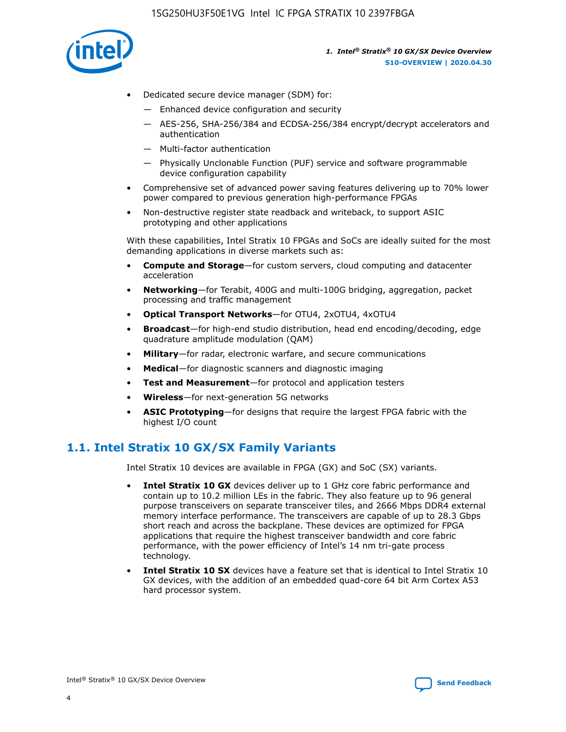- Dedicated secure device manager (SDM) for:
  - — Enhanced device configuration and security
  - — AES-256, SHA-256/384 and ECDSA-256/384 encrypt/decrypt accelerators and authentication
  - — Multi-factor authentication
  - — Physically Unclonable Function (PUF) service and software programmable device configuration capability
- Comprehensive set of advanced power saving features delivering up to 70% lower power compared to previous generation high-performance FPGAs
- Non-destructive register state readback and writeback, to support ASIC prototyping and other applications

With these capabilities, Intel Stratix 10 FPGAs and SoCs are ideally suited for the most demanding applications in diverse markets such as:

- **Compute and Storage**—for custom servers, cloud computing and datacenter acceleration
- **Networking**—for Terabit, 400G and multi-100G bridging, aggregation, packet processing and traffic management
- **Optical Transport Networks**—for OTU4, 2xOTU4, 4xOTU4
- **Broadcast**—for high-end studio distribution, head end encoding/decoding, edge quadrature amplitude modulation (QAM)
- **Military**—for radar, electronic warfare, and secure communications
- **Medical**—for diagnostic scanners and diagnostic imaging
- **Test and Measurement**—for protocol and application testers
- **Wireless**—for next-generation 5G networks
- **ASIC Prototyping**—for designs that require the largest FPGA fabric with the highest I/O count

## 1.1. Intel Stratix 10 GX/SX Family Variants

Intel Stratix 10 devices are available in FPGA (GX) and SoC (SX) variants.

- **Intel Stratix 10 GX** devices deliver up to 1 GHz core fabric performance and contain up to 10.2 million LEs in the fabric. They also feature up to 96 general purpose transceivers on separate transceiver tiles, and 2666 Mbps DDR4 external memory interface performance. The transceivers are capable of up to 28.3 Gbps short reach and across the backplane. These devices are optimized for FPGA applications that require the highest transceiver bandwidth and core fabric performance, with the power efficiency of Intel's 14 nm tri-gate process technology.
- **Intel Stratix 10 SX** devices have a feature set that is identical to Intel Stratix 10 GX devices, with the addition of an embedded quad-core 64 bit Arm Cortex A53 hard processor system.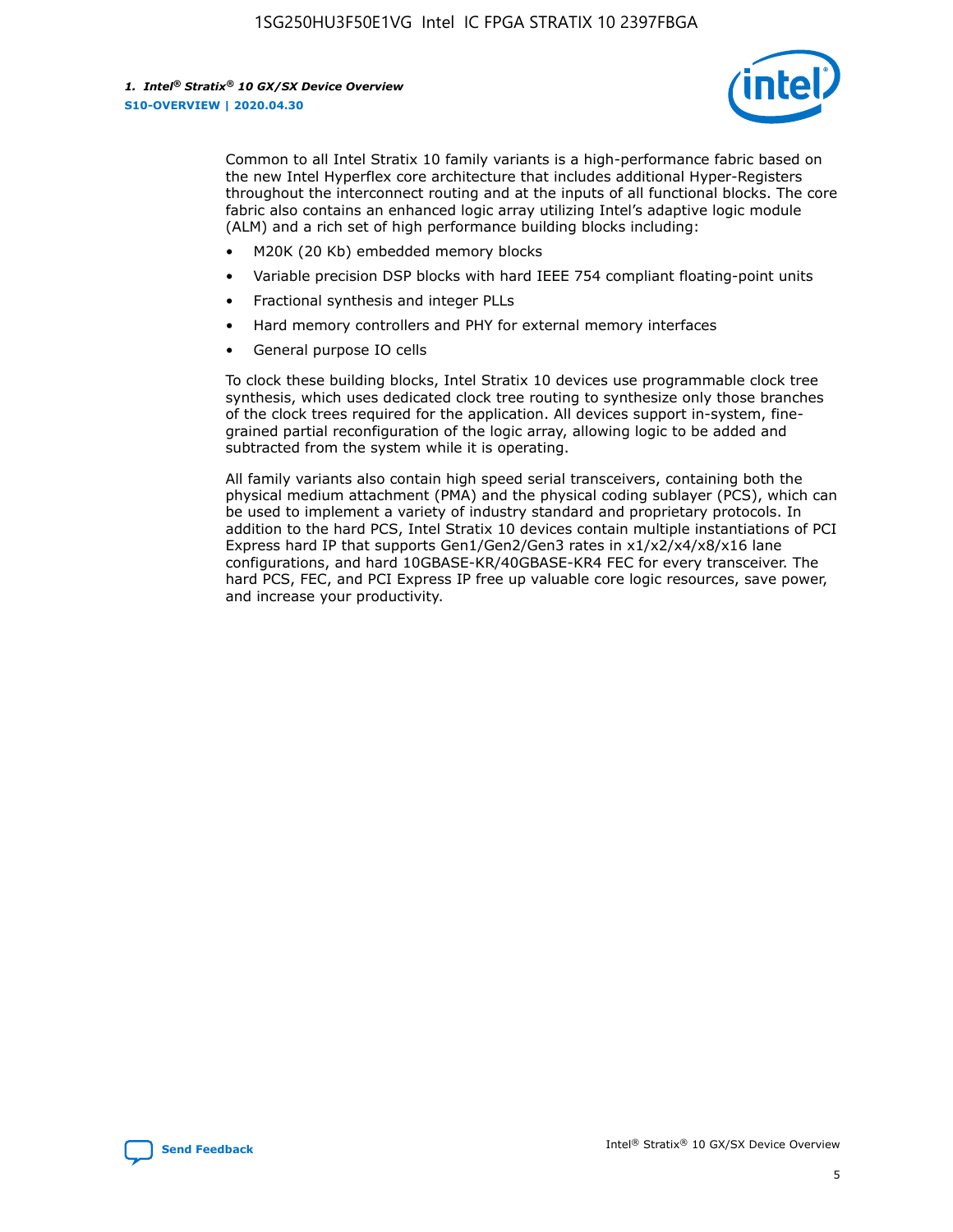Common to all Intel Stratix 10 family variants is a high-performance fabric based on the new Intel Hyperflex core architecture that includes additional Hyper-Registers throughout the interconnect routing and at the inputs of all functional blocks. The core fabric also contains an enhanced logic array utilizing Intel's adaptive logic module (ALM) and a rich set of high performance building blocks including:

- M20K (20 Kb) embedded memory blocks
- Variable precision DSP blocks with hard IEEE 754 compliant floating-point units
- Fractional synthesis and integer PLLs
- Hard memory controllers and PHY for external memory interfaces
- General purpose IO cells

To clock these building blocks, Intel Stratix 10 devices use programmable clock tree synthesis, which uses dedicated clock tree routing to synthesize only those branches of the clock trees required for the application. All devices support in-system, fine-grained partial reconfiguration of the logic array, allowing logic to be added and subtracted from the system while it is operating.

All family variants also contain high speed serial transceivers, containing both the physical medium attachment (PMA) and the physical coding sublayer (PCS), which can be used to implement a variety of industry standard and proprietary protocols. In addition to the hard PCS, Intel Stratix 10 devices contain multiple instantiations of PCI Express hard IP that supports Gen1/Gen2/Gen3 rates in x1/x2/x4/x8/x16 lane configurations, and hard 10GBASE-KR/40GBASE-KR4 FEC for every transceiver. The hard PCS, FEC, and PCI Express IP free up valuable core logic resources, save power, and increase your productivity.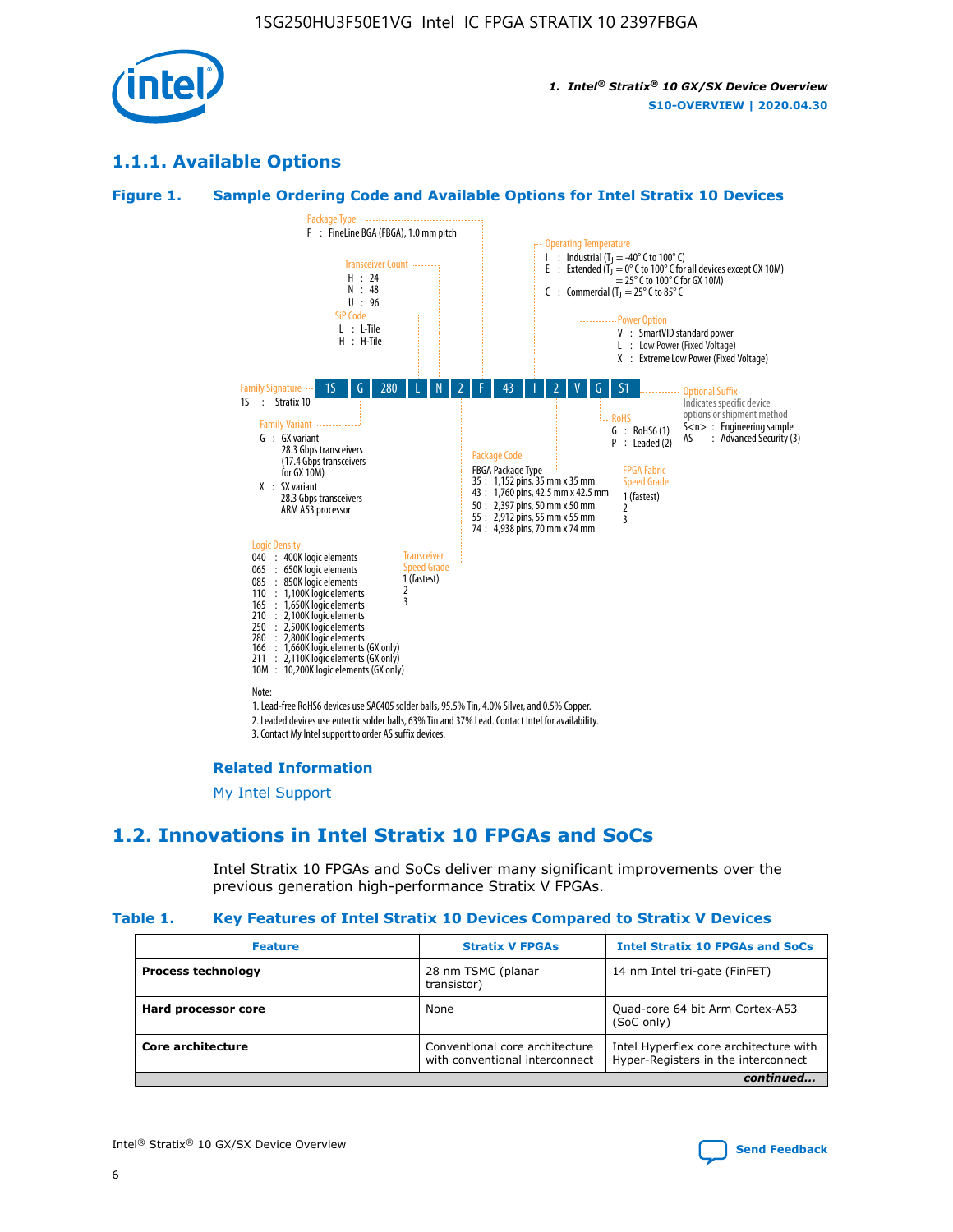## 1.1.1. Available Options

### Figure 1. Sample Ordering Code and Available Options for Intel Stratix 10 Devices

| 1S | G | 280 | L | N | 2 | F | 43 | I | 2 | V | G | S1 |
|---|---|---|---|---|---|---|---|---|---|---|---|---|

**Family Signature**
1S : Stratix 10

**Family Variant**
G : GX variant
28.3 Gbps transceivers
(17.4 Gbps transceivers for GX 10M)
X : SX variant
28.3 Gbps transceivers
ARM A53 processor

**Logic Density**
040 : 400K logic elements
065 : 650K logic elements
085 : 850K logic elements
110 : 1,100K logic elements
165 : 1,650K logic elements
210 : 2,100K logic elements
250 : 2,500K logic elements
280 : 2,800K logic elements
166 : 1,660K logic elements (GX only)
211 : 2,110K logic elements (GX only)
10M : 10,200K logic elements (GX only)

**SiP Code**
L : L-Tile
H : H-Tile

**Transceiver Count**
H : 24
N : 48
U : 96

**Transceiver Speed Grade**
1 (fastest)
2
3

**Package Type**
F : FineLine BGA (FBGA), 1.0 mm pitch

**Package Code**
FBGA Package Type
35 : 1,152 pins, 35 mm x 35 mm
43 : 1,760 pins, 42.5 mm x 42.5 mm
50 : 2,397 pins, 50 mm x 50 mm
55 : 2,912 pins, 55 mm x 55 mm
74 : 4,938 pins, 70 mm x 74 mm

**Operating Temperature**
I : Industrial ($T_J$ = -40° C to 100° C)
E : Extended ($T_J$ = 0° C to 100° C for all devices except GX 10M)
= 25° C to 100° C for GX 10M)
C : Commercial ($T_J$ = 25° C to 85° C

**FPGA Fabric Speed Grade**
1 (fastest)
2
3

**Power Option**
V : SmartVID standard power
L : Low Power (Fixed Voltage)
X : Extreme Low Power (Fixed Voltage)

**RoHS**
G : RoHS6 (1)
P : Leaded (2)

**Optional Suffix**
Indicates specific device options or shipment method
S<n> : Engineering sample
AS : Advanced Security (3)

Note:
1. Lead-free RoHS6 devices use SAC405 solder balls, 95.5% Tin, 4.0% Silver, and 0.5% Copper.
2. Leaded devices use eutectic solder balls, 63% Tin and 37% Lead. Contact Intel for availability.
3. Contact My Intel support to order AS suffix devices.

#### Related Information

My Intel Support

## 1.2. Innovations in Intel Stratix 10 FPGAs and SoCs

Intel Stratix 10 FPGAs and SoCs deliver many significant improvements over the previous generation high-performance Stratix V FPGAs.

### Table 1. Key Features of Intel Stratix 10 Devices Compared to Stratix V Devices

| Feature | Stratix V FPGAs | Intel Stratix 10 FPGAs and SoCs |
|---|---|---|
| **Process technology** | 28 nm TSMC (planar transistor) | 14 nm Intel tri-gate (FinFET) |
| **Hard processor core** | None | Quad-core 64 bit Arm Cortex-A53 (SoC only) |
| **Core architecture** | Conventional core architecture with conventional interconnect | Intel Hyperflex core architecture with Hyper-Registers in the interconnect |

*continued...*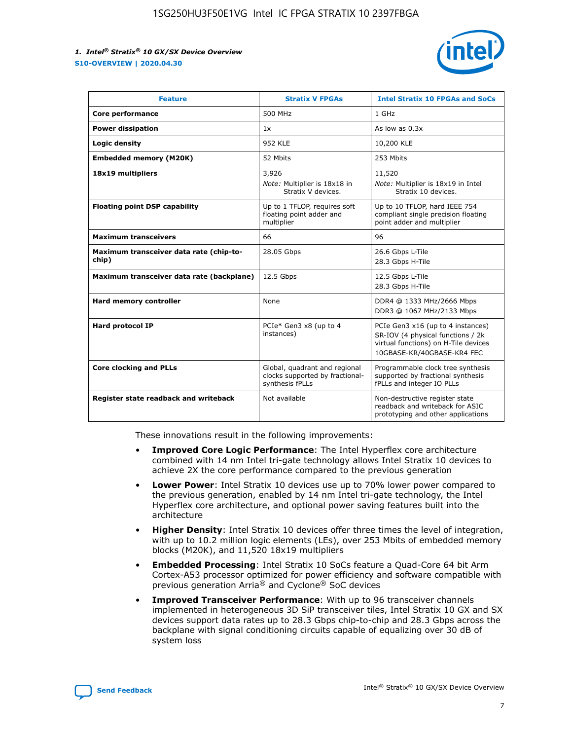| Feature | Stratix V FPGAs | Intel Stratix 10 FPGAs and SoCs |
|---|---|---|
| **Core performance** | 500 MHz | 1 GHz |
| **Power dissipation** | 1x | As low as 0.3x |
| **Logic density** | 952 KLE | 10,200 KLE |
| **Embedded memory (M20K)** | 52 Mbits | 253 Mbits |
| **18x19 multipliers** | 3,926<br>*Note:* Multiplier is 18x18 in Stratix V devices. | 11,520<br>*Note:* Multiplier is 18x19 in Intel Stratix 10 devices. |
| **Floating point DSP capability** | Up to 1 TFLOP, requires soft floating point adder and multiplier | Up to 10 TFLOP, hard IEEE 754 compliant single precision floating point adder and multiplier |
| **Maximum transceivers** | 66 | 96 |
| **Maximum transceiver data rate (chip-to-chip)** | 28.05 Gbps | 26.6 Gbps L-Tile<br>28.3 Gbps H-Tile |
| **Maximum transceiver data rate (backplane)** | 12.5 Gbps | 12.5 Gbps L-Tile<br>28.3 Gbps H-Tile |
| **Hard memory controller** | None | DDR4 @ 1333 MHz/2666 Mbps<br>DDR3 @ 1067 MHz/2133 Mbps |
| **Hard protocol IP** | PCIe* Gen3 x8 (up to 4 instances) | PCIe Gen3 x16 (up to 4 instances)<br>SR-IOV (4 physical functions / 2k virtual functions) on H-Tile devices<br>10GBASE-KR/40GBASE-KR4 FEC |
| **Core clocking and PLLs** | Global, quadrant and regional clocks supported by fractional-synthesis fPLLs | Programmable clock tree synthesis supported by fractional synthesis fPLLs and integer IO PLLs |
| **Register state readback and writeback** | Not available | Non-destructive register state readback and writeback for ASIC prototyping and other applications |

These innovations result in the following improvements:

- **Improved Core Logic Performance**: The Intel Hyperflex core architecture combined with 14 nm Intel tri-gate technology allows Intel Stratix 10 devices to achieve 2X the core performance compared to the previous generation
- **Lower Power**: Intel Stratix 10 devices use up to 70% lower power compared to the previous generation, enabled by 14 nm Intel tri-gate technology, the Intel Hyperflex core architecture, and optional power saving features built into the architecture
- **Higher Density**: Intel Stratix 10 devices offer three times the level of integration, with up to 10.2 million logic elements (LEs), over 253 Mbits of embedded memory blocks (M20K), and 11,520 18x19 multipliers
- **Embedded Processing**: Intel Stratix 10 SoCs feature a Quad-Core 64 bit Arm Cortex-A53 processor optimized for power efficiency and software compatible with previous generation Arria® and Cyclone® SoC devices
- **Improved Transceiver Performance**: With up to 96 transceiver channels implemented in heterogeneous 3D SiP transceiver tiles, Intel Stratix 10 GX and SX devices support data rates up to 28.3 Gbps chip-to-chip and 28.3 Gbps across the backplane with signal conditioning circuits capable of equalizing over 30 dB of system loss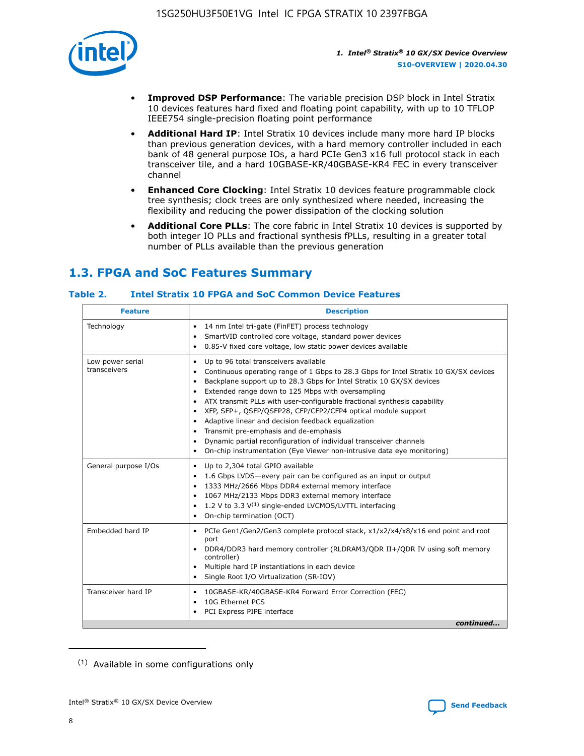- **Improved DSP Performance**: The variable precision DSP block in Intel Stratix 10 devices features hard fixed and floating point capability, with up to 10 TFLOP IEEE754 single-precision floating point performance
- **Additional Hard IP**: Intel Stratix 10 devices include many more hard IP blocks than previous generation devices, with a hard memory controller included in each bank of 48 general purpose IOs, a hard PCIe Gen3 x16 full protocol stack in each transceiver tile, and a hard 10GBASE-KR/40GBASE-KR4 FEC in every transceiver channel
- **Enhanced Core Clocking**: Intel Stratix 10 devices feature programmable clock tree synthesis; clock trees are only synthesized where needed, increasing the flexibility and reducing the power dissipation of the clocking solution
- **Additional Core PLLs**: The core fabric in Intel Stratix 10 devices is supported by both integer IO PLLs and fractional synthesis fPLLs, resulting in a greater total number of PLLs available than the previous generation

## 1.3. FPGA and SoC Features Summary

### Table 2. Intel Stratix 10 FPGA and SoC Common Device Features

| Feature | Description |
| --- | --- |
| Technology | • 14 nm Intel tri-gate (FinFET) process technology<br>• SmartVID controlled core voltage, standard power devices<br>• 0.85-V fixed core voltage, low static power devices available |
| Low power serial transceivers | • Up to 96 total transceivers available<br>• Continuous operating range of 1 Gbps to 28.3 Gbps for Intel Stratix 10 GX/SX devices<br>• Backplane support up to 28.3 Gbps for Intel Stratix 10 GX/SX devices<br>• Extended range down to 125 Mbps with oversampling<br>• ATX transmit PLLs with user-configurable fractional synthesis capability<br>• XFP, SFP+, QSFP/QSFP28, CFP/CFP2/CFP4 optical module support<br>• Adaptive linear and decision feedback equalization<br>• Transmit pre-emphasis and de-emphasis<br>• Dynamic partial reconfiguration of individual transceiver channels<br>• On-chip instrumentation (Eye Viewer non-intrusive data eye monitoring) |
| General purpose I/Os | • Up to 2,304 total GPIO available<br>• 1.6 Gbps LVDS—every pair can be configured as an input or output<br>• 1333 MHz/2666 Mbps DDR4 external memory interface<br>• 1067 MHz/2133 Mbps DDR3 external memory interface<br>• 1.2 V to 3.3 V[(1)] single-ended LVCMOS/LVTTL interfacing<br>• On-chip termination (OCT) |
| Embedded hard IP | • PCIe Gen1/Gen2/Gen3 complete protocol stack, x1/x2/x4/x8/x16 end point and root port<br>• DDR4/DDR3 hard memory controller (RLDRAM3/QDR II+/QDR IV using soft memory controller)<br>• Multiple hard IP instantiations in each device<br>• Single Root I/O Virtualization (SR-IOV) |
| Transceiver hard IP | • 10GBASE-KR/40GBASE-KR4 Forward Error Correction (FEC)<br>• 10G Ethernet PCS<br>• PCI Express PIPE interface |

*continued...*

(1) Available in some configurations only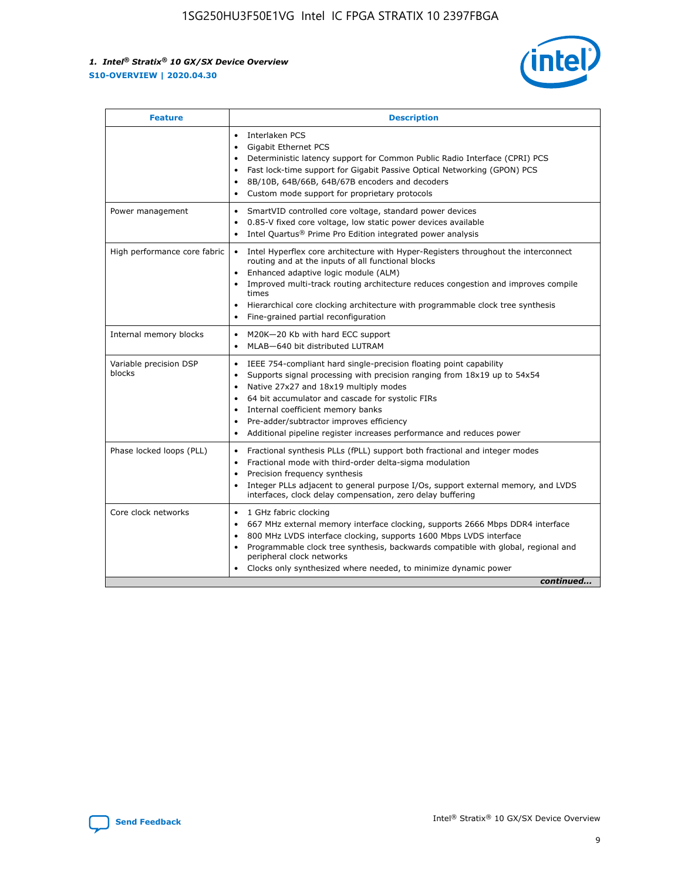| Feature | Description |
| --- | --- |
| | • Interlaken PCS<br>• Gigabit Ethernet PCS<br>• Deterministic latency support for Common Public Radio Interface (CPRI) PCS<br>• Fast lock-time support for Gigabit Passive Optical Networking (GPON) PCS<br>• 8B/10B, 64B/66B, 64B/67B encoders and decoders<br>• Custom mode support for proprietary protocols |
| Power management | • SmartVID controlled core voltage, standard power devices<br>• 0.85-V fixed core voltage, low static power devices available<br>• Intel Quartus® Prime Pro Edition integrated power analysis |
| High performance core fabric | • Intel Hyperflex core architecture with Hyper-Registers throughout the interconnect routing and at the inputs of all functional blocks<br>• Enhanced adaptive logic module (ALM)<br>• Improved multi-track routing architecture reduces congestion and improves compile times<br>• Hierarchical core clocking architecture with programmable clock tree synthesis<br>• Fine-grained partial reconfiguration |
| Internal memory blocks | • M20K—20 Kb with hard ECC support<br>• MLAB—640 bit distributed LUTRAM |
| Variable precision DSP blocks | • IEEE 754-compliant hard single-precision floating point capability<br>• Supports signal processing with precision ranging from 18x19 up to 54x54<br>• Native 27x27 and 18x19 multiply modes<br>• 64 bit accumulator and cascade for systolic FIRs<br>• Internal coefficient memory banks<br>• Pre-adder/subtractor improves efficiency<br>• Additional pipeline register increases performance and reduces power |
| Phase locked loops (PLL) | • Fractional synthesis PLLs (fPLL) support both fractional and integer modes<br>• Fractional mode with third-order delta-sigma modulation<br>• Precision frequency synthesis<br>• Integer PLLs adjacent to general purpose I/Os, support external memory, and LVDS interfaces, clock delay compensation, zero delay buffering |
| Core clock networks | • 1 GHz fabric clocking<br>• 667 MHz external memory interface clocking, supports 2666 Mbps DDR4 interface<br>• 800 MHz LVDS interface clocking, supports 1600 Mbps LVDS interface<br>• Programmable clock tree synthesis, backwards compatible with global, regional and peripheral clock networks<br>• Clocks only synthesized where needed, to minimize dynamic power |

*continued...*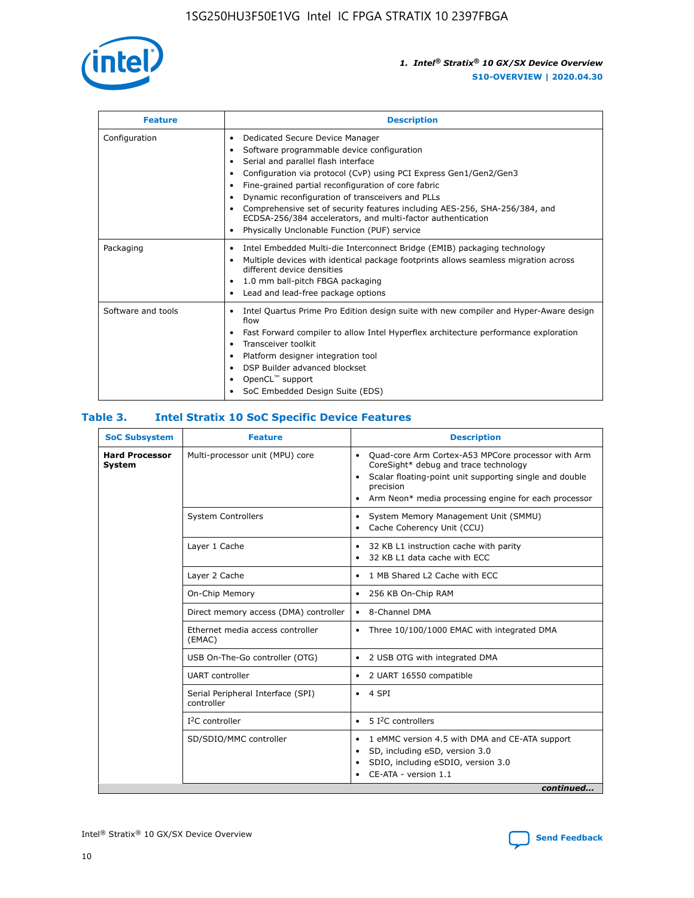| Feature | Description |
| --- | --- |
| Configuration | • Dedicated Secure Device Manager<br>• Software programmable device configuration<br>• Serial and parallel flash interface<br>• Configuration via protocol (CvP) using PCI Express Gen1/Gen2/Gen3<br>• Fine-grained partial reconfiguration of core fabric<br>• Dynamic reconfiguration of transceivers and PLLs<br>• Comprehensive set of security features including AES-256, SHA-256/384, and ECDSA-256/384 accelerators, and multi-factor authentication<br>• Physically Unclonable Function (PUF) service |
| Packaging | • Intel Embedded Multi-die Interconnect Bridge (EMIB) packaging technology<br>• Multiple devices with identical package footprints allows seamless migration across different device densities<br>• 1.0 mm ball-pitch FBGA packaging<br>• Lead and lead-free package options |
| Software and tools | • Intel Quartus Prime Pro Edition design suite with new compiler and Hyper-Aware design flow<br>• Fast Forward compiler to allow Intel Hyperflex architecture performance exploration<br>• Transceiver toolkit<br>• Platform designer integration tool<br>• DSP Builder advanced blockset<br>• OpenCL™ support<br>• SoC Embedded Design Suite (EDS) |

## Table 3. Intel Stratix 10 SoC Specific Device Features

| SoC Subsystem | Feature | Description |
| --- | --- | --- |
| **Hard Processor System** | Multi-processor unit (MPU) core | • Quad-core Arm Cortex-A53 MPCore processor with Arm CoreSight* debug and trace technology<br>• Scalar floating-point unit supporting single and double precision<br>• Arm Neon* media processing engine for each processor |
| | System Controllers | • System Memory Management Unit (SMMU)<br>• Cache Coherency Unit (CCU) |
| | Layer 1 Cache | • 32 KB L1 instruction cache with parity<br>• 32 KB L1 data cache with ECC |
| | Layer 2 Cache | • 1 MB Shared L2 Cache with ECC |
| | On-Chip Memory | • 256 KB On-Chip RAM |
| | Direct memory access (DMA) controller | • 8-Channel DMA |
| | Ethernet media access controller (EMAC) | • Three 10/100/1000 EMAC with integrated DMA |
| | USB On-The-Go controller (OTG) | • 2 USB OTG with integrated DMA |
| | UART controller | • 2 UART 16550 compatible |
| | Serial Peripheral Interface (SPI) controller | • 4 SPI |
| | I²C controller | • 5 I²C controllers |
| | SD/SDIO/MMC controller | • 1 eMMC version 4.5 with DMA and CE-ATA support<br>• SD, including eSD, version 3.0<br>• SDIO, including eSDIO, version 3.0<br>• CE-ATA - version 1.1 |

*continued...*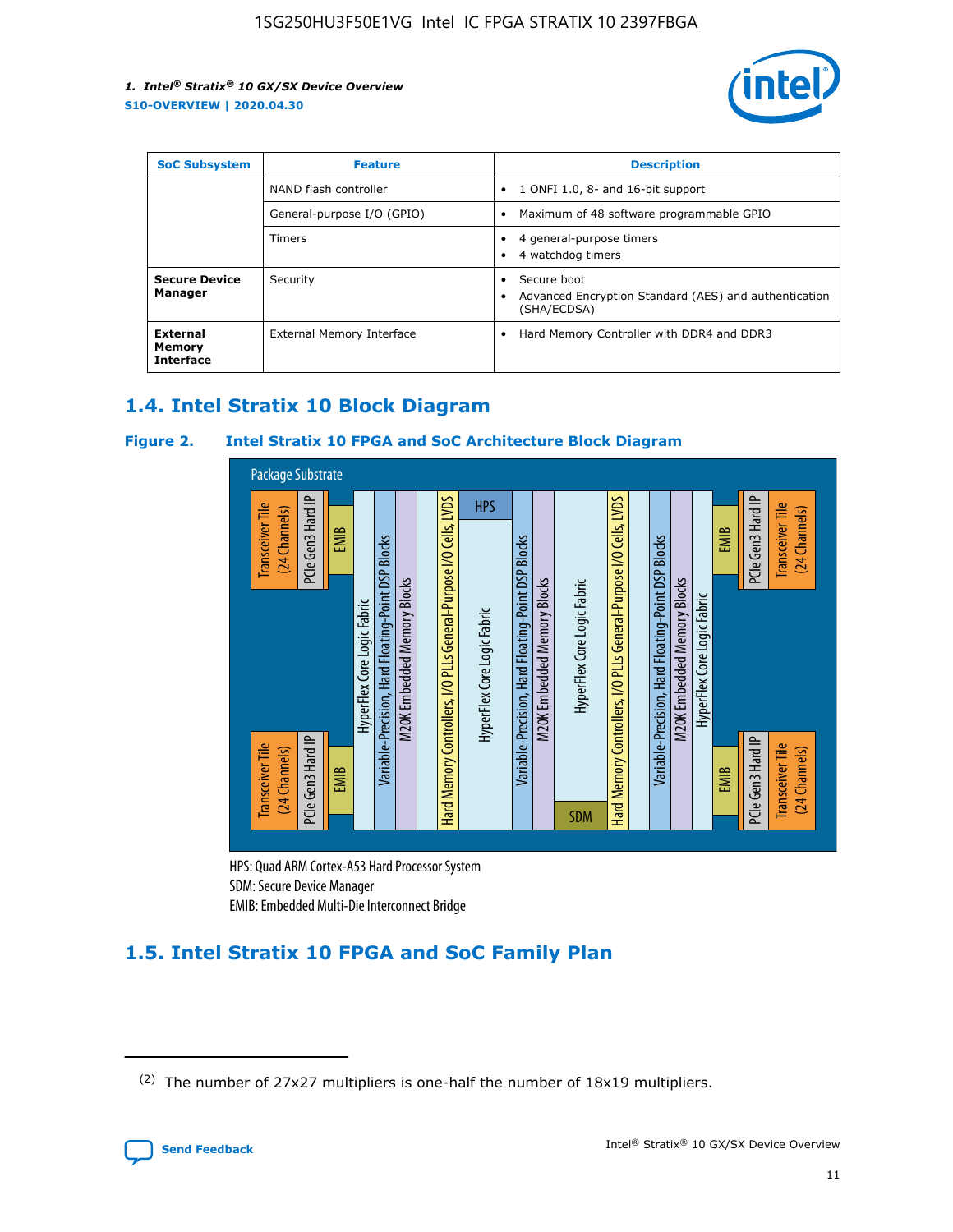| SoC Subsystem | Feature | Description |
| --- | --- | --- |
| | NAND flash controller | • 1 ONFI 1.0, 8- and 16-bit support |
| | General-purpose I/O (GPIO) | • Maximum of 48 software programmable GPIO |
| | Timers | • 4 general-purpose timers<br>• 4 watchdog timers |
| **Secure Device Manager** | Security | • Secure boot<br>• Advanced Encryption Standard (AES) and authentication (SHA/ECDSA) |
| **External Memory Interface** | External Memory Interface | • Hard Memory Controller with DDR4 and DDR3 |

## 1.4. Intel Stratix 10 Block Diagram

**Figure 2. Intel Stratix 10 FPGA and SoC Architecture Block Diagram**

Package Substrate

Transceiver Tile (24 Channels) | PCIe Gen3 Hard IP | EMIB | HyperFlex Core Logic Fabric | Variable-Precision, Hard Floating-Point DSP Blocks | M20K Embedded Memory Blocks | Hard Memory Controllers, I/O PLLs General-Purpose I/O Cells, LVDS | HPS | HyperFlex Core Logic Fabric | SDM | EMIB | PCIe Gen3 Hard IP | Transceiver Tile (24 Channels)

HPS: Quad ARM Cortex-A53 Hard Processor System
SDM: Secure Device Manager
EMIB: Embedded Multi-Die Interconnect Bridge

## 1.5. Intel Stratix 10 FPGA and SoC Family Plan

(2) The number of 27x27 multipliers is one-half the number of 18x19 multipliers.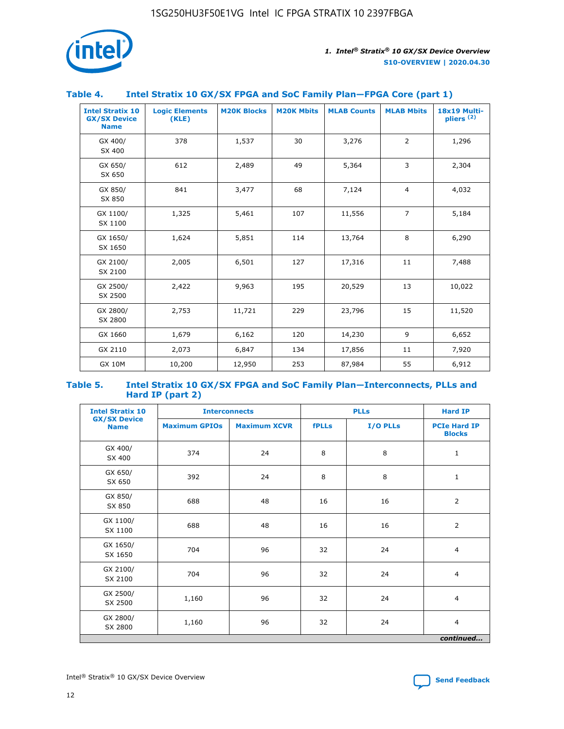## Table 4. Intel Stratix 10 GX/SX FPGA and SoC Family Plan—FPGA Core (part 1)

| Intel Stratix 10 GX/SX Device Name | Logic Elements (KLE) | M20K Blocks | M20K Mbits | MLAB Counts | MLAB Mbits | 18x19 Multipliers [(2)] |
|---|---|---|---|---|---|---|
| GX 400/ SX 400 | 378 | 1,537 | 30 | 3,276 | 2 | 1,296 |
| GX 650/ SX 650 | 612 | 2,489 | 49 | 5,364 | 3 | 2,304 |
| GX 850/ SX 850 | 841 | 3,477 | 68 | 7,124 | 4 | 4,032 |
| GX 1100/ SX 1100 | 1,325 | 5,461 | 107 | 11,556 | 7 | 5,184 |
| GX 1650/ SX 1650 | 1,624 | 5,851 | 114 | 13,764 | 8 | 6,290 |
| GX 2100/ SX 2100 | 2,005 | 6,501 | 127 | 17,316 | 11 | 7,488 |
| GX 2500/ SX 2500 | 2,422 | 9,963 | 195 | 20,529 | 13 | 10,022 |
| GX 2800/ SX 2800 | 2,753 | 11,721 | 229 | 23,796 | 15 | 11,520 |
| GX 1660 | 1,679 | 6,162 | 120 | 14,230 | 9 | 6,652 |
| GX 2110 | 2,073 | 6,847 | 134 | 17,856 | 11 | 7,920 |
| GX 10M | 10,200 | 12,950 | 253 | 87,984 | 55 | 6,912 |

## Table 5. Intel Stratix 10 GX/SX FPGA and SoC Family Plan—Interconnects, PLLs and Hard IP (part 2)

| Intel Stratix 10 GX/SX Device Name | Interconnects | | PLLs | | Hard IP |
|---|---|---|---|---|---|
| | Maximum GPIOs | Maximum XCVR | fPLLs | I/O PLLs | PCIe Hard IP Blocks |
| GX 400/ SX 400 | 374 | 24 | 8 | 8 | 1 |
| GX 650/ SX 650 | 392 | 24 | 8 | 8 | 1 |
| GX 850/ SX 850 | 688 | 48 | 16 | 16 | 2 |
| GX 1100/ SX 1100 | 688 | 48 | 16 | 16 | 2 |
| GX 1650/ SX 1650 | 704 | 96 | 32 | 24 | 4 |
| GX 2100/ SX 2100 | 704 | 96 | 32 | 24 | 4 |
| GX 2500/ SX 2500 | 1,160 | 96 | 32 | 24 | 4 |
| GX 2800/ SX 2800 | 1,160 | 96 | 32 | 24 | 4 |

*continued...*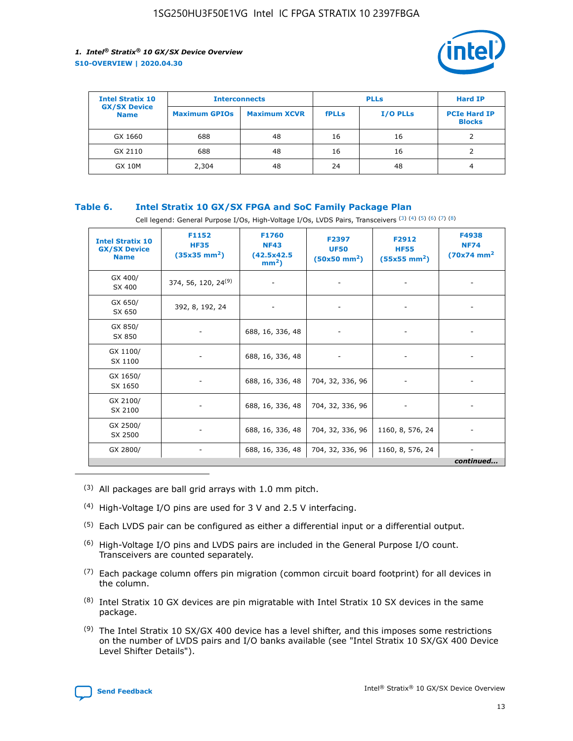| Intel Stratix 10 GX/SX Device Name | Interconnects | | PLLs | | Hard IP |
|---|---|---|---|---|---|
| | Maximum GPIOs | Maximum XCVR | fPLLs | I/O PLLs | PCIe Hard IP Blocks |
| GX 1660 | 688 | 48 | 16 | 16 | 2 |
| GX 2110 | 688 | 48 | 16 | 16 | 2 |
| GX 10M | 2,304 | 48 | 24 | 48 | 4 |

### Table 6. Intel Stratix 10 GX/SX FPGA and SoC Family Package Plan

Cell legend: General Purpose I/Os, High-Voltage I/Os, LVDS Pairs, Transceivers (3) (4) (5) (6) (7) (8)

| Intel Stratix 10 GX/SX Device Name | F1152 HF35 (35x35 mm$^2$) | F1760 NF43 (42.5x42.5 mm$^2$) | F2397 UF50 (50x50 mm$^2$) | F2912 HF55 (55x55 mm$^2$) | F4938 NF74 (70x74 mm$^2$ |
|---|---|---|---|---|---|
| GX 400/ SX 400 | 374, 56, 120, 24(9) | - | - | - | - |
| GX 650/ SX 650 | 392, 8, 192, 24 | - | - | - | - |
| GX 850/ SX 850 | - | 688, 16, 336, 48 | - | - | - |
| GX 1100/ SX 1100 | - | 688, 16, 336, 48 | - | - | - |
| GX 1650/ SX 1650 | - | 688, 16, 336, 48 | 704, 32, 336, 96 | - | - |
| GX 2100/ SX 2100 | - | 688, 16, 336, 48 | 704, 32, 336, 96 | - | - |
| GX 2500/ SX 2500 | - | 688, 16, 336, 48 | 704, 32, 336, 96 | 1160, 8, 576, 24 | - |
| GX 2800/ | - | 688, 16, 336, 48 | 704, 32, 336, 96 | 1160, 8, 576, 24 | - |

*continued...*

(3) All packages are ball grid arrays with 1.0 mm pitch.

(4) High-Voltage I/O pins are used for 3 V and 2.5 V interfacing.

(5) Each LVDS pair can be configured as either a differential input or a differential output.

(6) High-Voltage I/O pins and LVDS pairs are included in the General Purpose I/O count. Transceivers are counted separately.

(7) Each package column offers pin migration (common circuit board footprint) for all devices in the column.

(8) Intel Stratix 10 GX devices are pin migratable with Intel Stratix 10 SX devices in the same package.

(9) The Intel Stratix 10 SX/GX 400 device has a level shifter, and this imposes some restrictions on the number of LVDS pairs and I/O banks available (see "Intel Stratix 10 SX/GX 400 Device Level Shifter Details").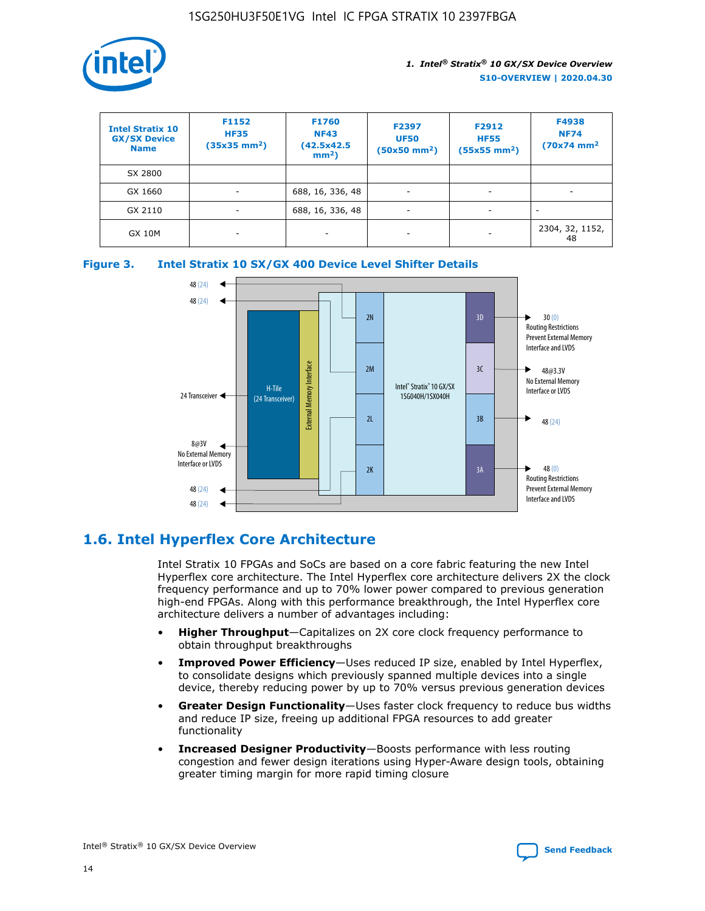| Intel Stratix 10 GX/SX Device Name | F1152 HF35 (35x35 mm²) | F1760 NF43 (42.5x42.5 mm²) | F2397 UF50 (50x50 mm²) | F2912 HF55 (55x55 mm²) | F4938 NF74 (70x74 mm² |
|---|---|---|---|---|---|
| SX 2800 | | | | | |
| GX 1660 | - | 688, 16, 336, 48 | - | - | - |
| GX 2110 | - | 688, 16, 336, 48 | - | - | - |
| GX 10M | - | - | - | - | 2304, 32, 1152, 48 |

**Figure 3. Intel Stratix 10 SX/GX 400 Device Level Shifter Details**

## 1.6. Intel Hyperflex Core Architecture

Intel Stratix 10 FPGAs and SoCs are based on a core fabric featuring the new Intel Hyperflex core architecture. The Intel Hyperflex core architecture delivers 2X the clock frequency performance and up to 70% lower power compared to previous generation high-end FPGAs. Along with this performance breakthrough, the Intel Hyperflex core architecture delivers a number of advantages including:

- **Higher Throughput**—Capitalizes on 2X core clock frequency performance to obtain throughput breakthroughs
- **Improved Power Efficiency**—Uses reduced IP size, enabled by Intel Hyperflex, to consolidate designs which previously spanned multiple devices into a single device, thereby reducing power by up to 70% versus previous generation devices
- **Greater Design Functionality**—Uses faster clock frequency to reduce bus widths and reduce IP size, freeing up additional FPGA resources to add greater functionality
- **Increased Designer Productivity**—Boosts performance with less routing congestion and fewer design iterations using Hyper-Aware design tools, obtaining greater timing margin for more rapid timing closure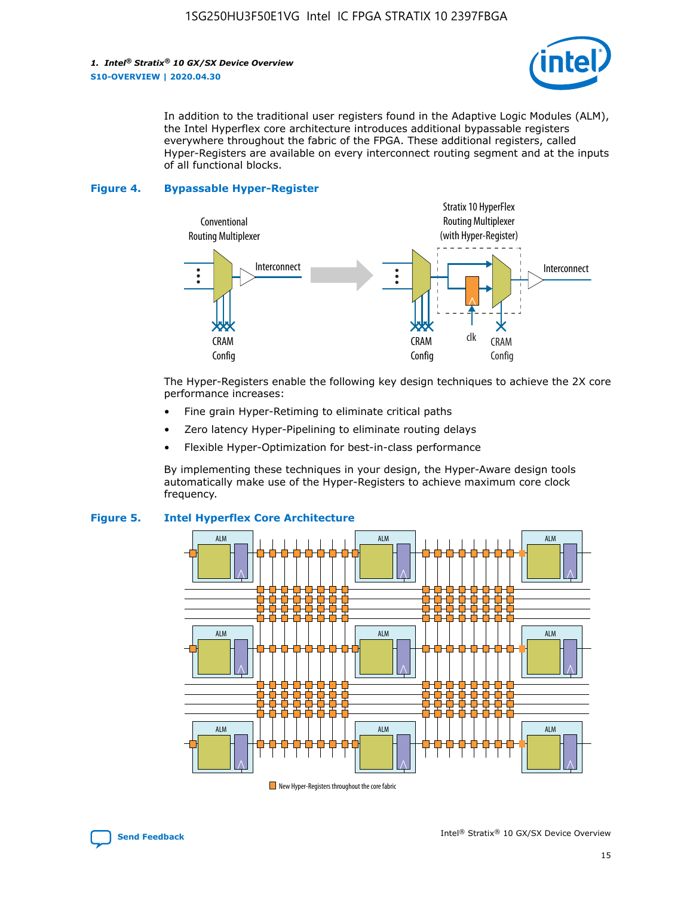In addition to the traditional user registers found in the Adaptive Logic Modules (ALM), the Intel Hyperflex core architecture introduces additional bypassable registers everywhere throughout the fabric of the FPGA. These additional registers, called Hyper-Registers are available on every interconnect routing segment and at the inputs of all functional blocks.

**Figure 4. Bypassable Hyper-Register**

The Hyper-Registers enable the following key design techniques to achieve the 2X core performance increases:

- Fine grain Hyper-Retiming to eliminate critical paths
- Zero latency Hyper-Pipelining to eliminate routing delays
- Flexible Hyper-Optimization for best-in-class performance

By implementing these techniques in your design, the Hyper-Aware design tools automatically make use of the Hyper-Registers to achieve maximum core clock frequency.

**Figure 5. Intel Hyperflex Core Architecture**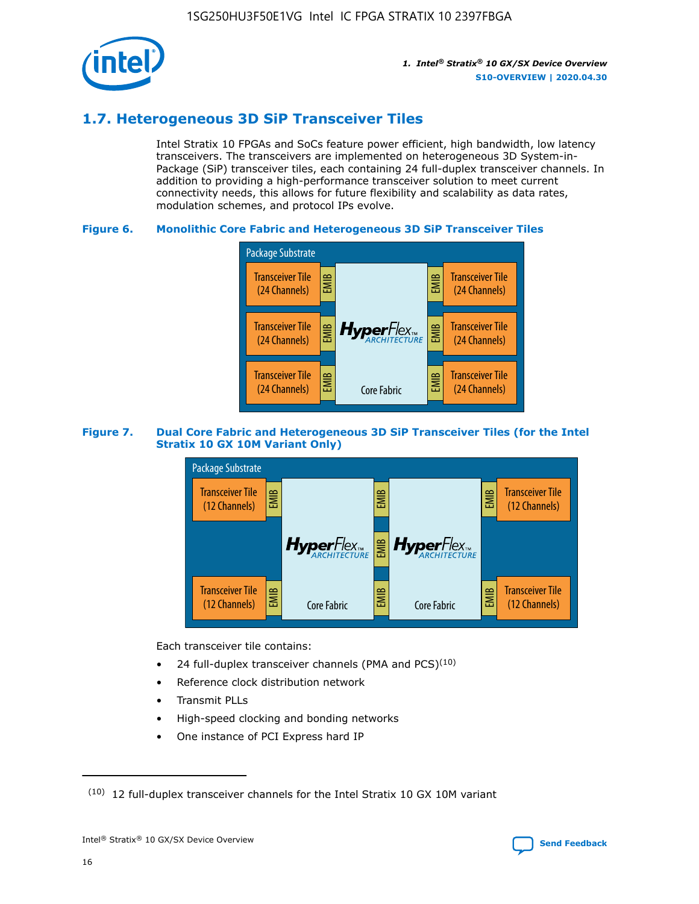## 1.7. Heterogeneous 3D SiP Transceiver Tiles

Intel Stratix 10 FPGAs and SoCs feature power efficient, high bandwidth, low latency transceivers. The transceivers are implemented on heterogeneous 3D System-in-Package (SiP) transceiver tiles, each containing 24 full-duplex transceiver channels. In addition to providing a high-performance transceiver solution to meet current connectivity needs, this allows for future flexibility and scalability as data rates, modulation schemes, and protocol IPs evolve.

**Figure 6. Monolithic Core Fabric and Heterogeneous 3D SiP Transceiver Tiles**

Package Substrate

Transceiver Tile (24 Channels) | EMIB | HyperFlex ARCHITECTURE Core Fabric | EMIB | Transceiver Tile (24 Channels)

Transceiver Tile (24 Channels) | EMIB | | EMIB | Transceiver Tile (24 Channels)

Transceiver Tile (24 Channels) | EMIB | | EMIB | Transceiver Tile (24 Channels)

**Figure 7. Dual Core Fabric and Heterogeneous 3D SiP Transceiver Tiles (for the Intel Stratix 10 GX 10M Variant Only)**

Package Substrate

Transceiver Tile (12 Channels) | EMIB | HyperFlex ARCHITECTURE Core Fabric | EMIB | HyperFlex ARCHITECTURE Core Fabric | EMIB | Transceiver Tile (12 Channels)

Transceiver Tile (12 Channels) | EMIB | | EMIB | | EMIB | Transceiver Tile (12 Channels)

Each transceiver tile contains:

- 24 full-duplex transceiver channels (PMA and PCS)[10]
- Reference clock distribution network
- Transmit PLLs
- High-speed clocking and bonding networks
- One instance of PCI Express hard IP

[10] 12 full-duplex transceiver channels for the Intel Stratix 10 GX 10M variant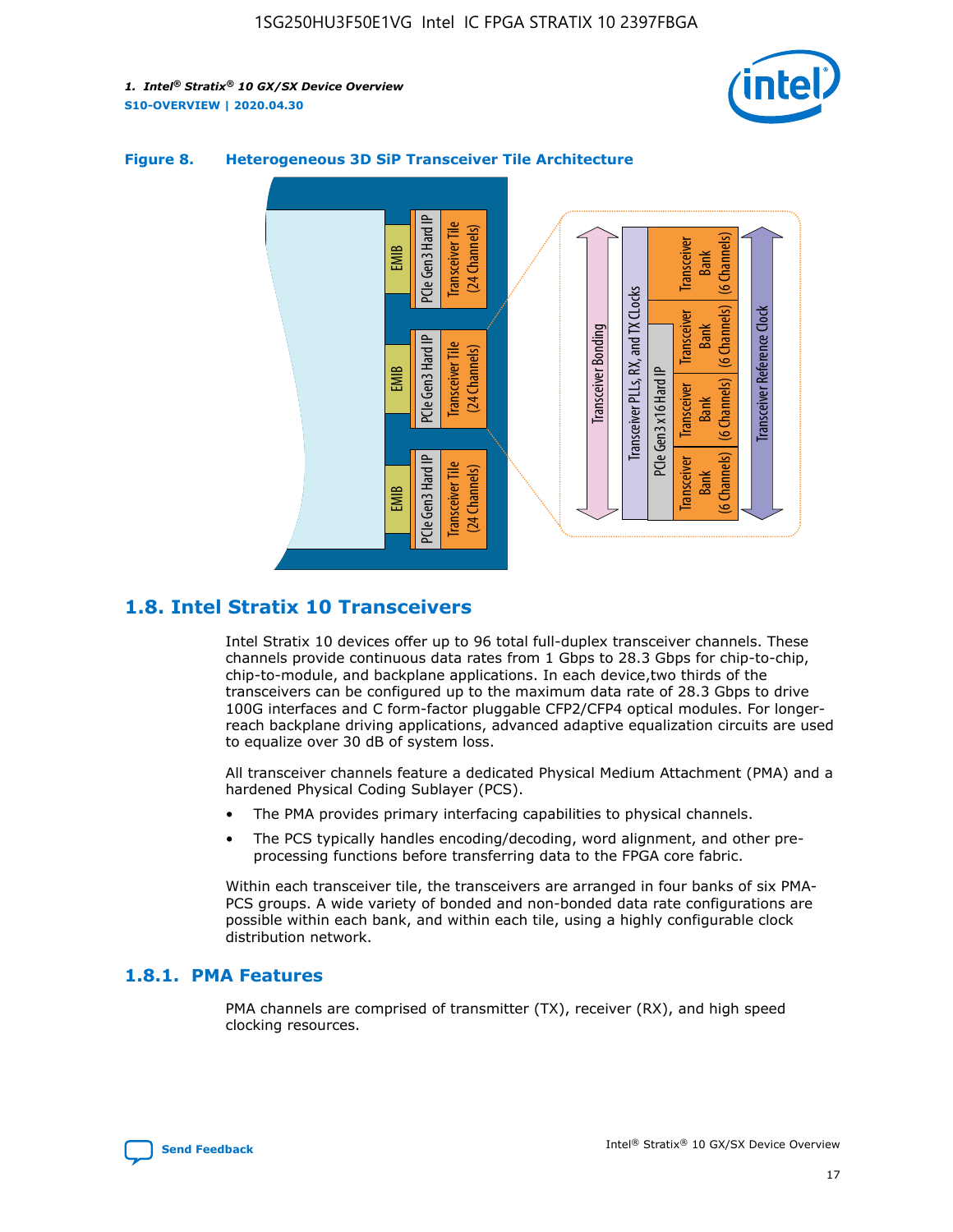**Figure 8. Heterogeneous 3D SiP Transceiver Tile Architecture**

## 1.8. Intel Stratix 10 Transceivers

Intel Stratix 10 devices offer up to 96 total full-duplex transceiver channels. These channels provide continuous data rates from 1 Gbps to 28.3 Gbps for chip-to-chip, chip-to-module, and backplane applications. In each device,two thirds of the transceivers can be configured up to the maximum data rate of 28.3 Gbps to drive 100G interfaces and C form-factor pluggable CFP2/CFP4 optical modules. For longer-reach backplane driving applications, advanced adaptive equalization circuits are used to equalize over 30 dB of system loss.

All transceiver channels feature a dedicated Physical Medium Attachment (PMA) and a hardened Physical Coding Sublayer (PCS).

- The PMA provides primary interfacing capabilities to physical channels.
- The PCS typically handles encoding/decoding, word alignment, and other pre-processing functions before transferring data to the FPGA core fabric.

Within each transceiver tile, the transceivers are arranged in four banks of six PMA-PCS groups. A wide variety of bonded and non-bonded data rate configurations are possible within each bank, and within each tile, using a highly configurable clock distribution network.

### 1.8.1. PMA Features

PMA channels are comprised of transmitter (TX), receiver (RX), and high speed clocking resources.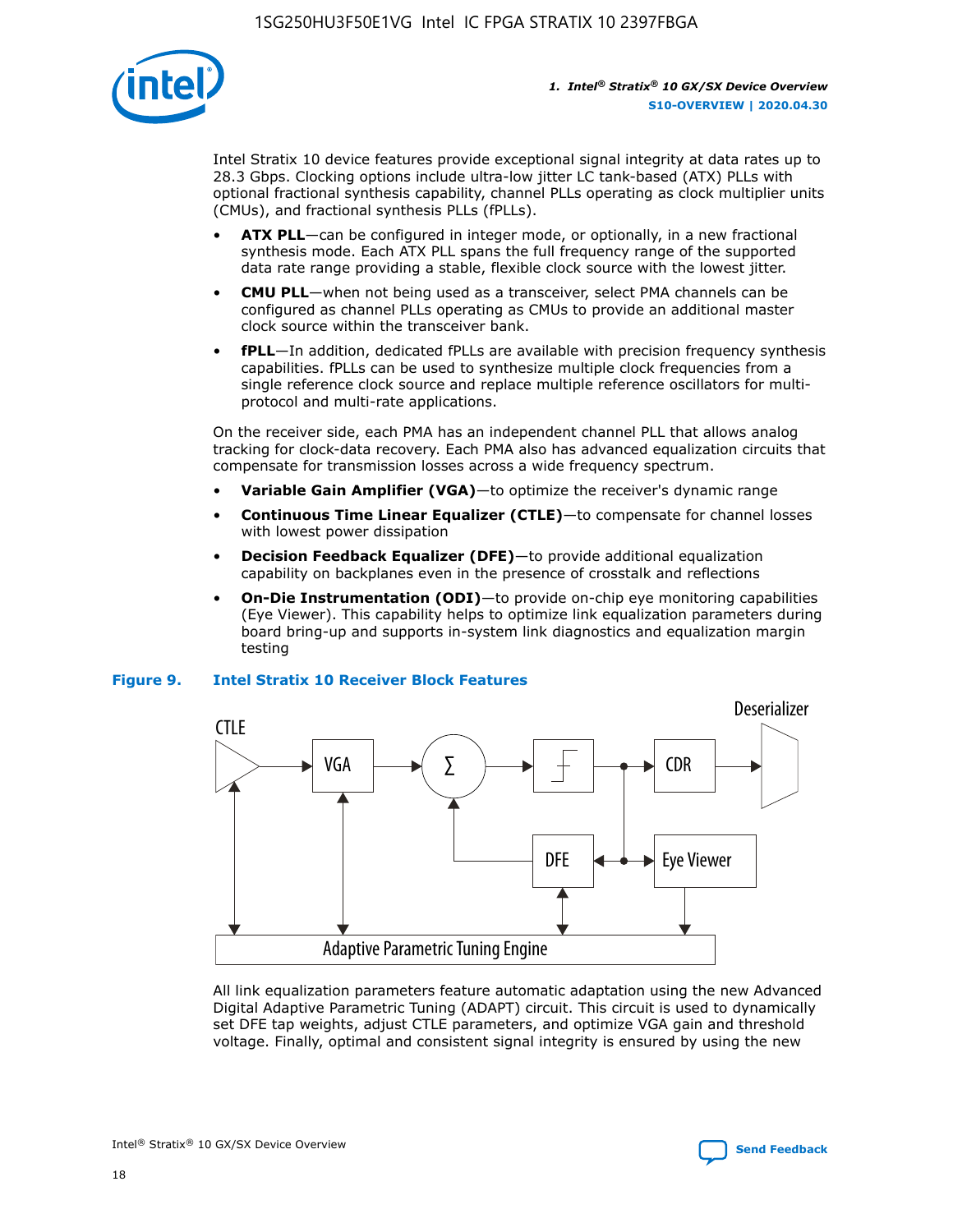Intel Stratix 10 device features provide exceptional signal integrity at data rates up to 28.3 Gbps. Clocking options include ultra-low jitter LC tank-based (ATX) PLLs with optional fractional synthesis capability, channel PLLs operating as clock multiplier units (CMUs), and fractional synthesis PLLs (fPLLs).

- **ATX PLL**—can be configured in integer mode, or optionally, in a new fractional synthesis mode. Each ATX PLL spans the full frequency range of the supported data rate range providing a stable, flexible clock source with the lowest jitter.
- **CMU PLL**—when not being used as a transceiver, select PMA channels can be configured as channel PLLs operating as CMUs to provide an additional master clock source within the transceiver bank.
- **fPLL**—In addition, dedicated fPLLs are available with precision frequency synthesis capabilities. fPLLs can be used to synthesize multiple clock frequencies from a single reference clock source and replace multiple reference oscillators for multi-protocol and multi-rate applications.

On the receiver side, each PMA has an independent channel PLL that allows analog tracking for clock-data recovery. Each PMA also has advanced equalization circuits that compensate for transmission losses across a wide frequency spectrum.

- **Variable Gain Amplifier (VGA)**—to optimize the receiver's dynamic range
- **Continuous Time Linear Equalizer (CTLE)**—to compensate for channel losses with lowest power dissipation
- **Decision Feedback Equalizer (DFE)**—to provide additional equalization capability on backplanes even in the presence of crosstalk and reflections
- **On-Die Instrumentation (ODI)**—to provide on-chip eye monitoring capabilities (Eye Viewer). This capability helps to optimize link equalization parameters during board bring-up and supports in-system link diagnostics and equalization margin testing

**Figure 9. Intel Stratix 10 Receiver Block Features**

CTLE, VGA, Σ, CDR, Deserializer, DFE, Eye Viewer, Adaptive Parametric Tuning Engine

All link equalization parameters feature automatic adaptation using the new Advanced Digital Adaptive Parametric Tuning (ADAPT) circuit. This circuit is used to dynamically set DFE tap weights, adjust CTLE parameters, and optimize VGA gain and threshold voltage. Finally, optimal and consistent signal integrity is ensured by using the new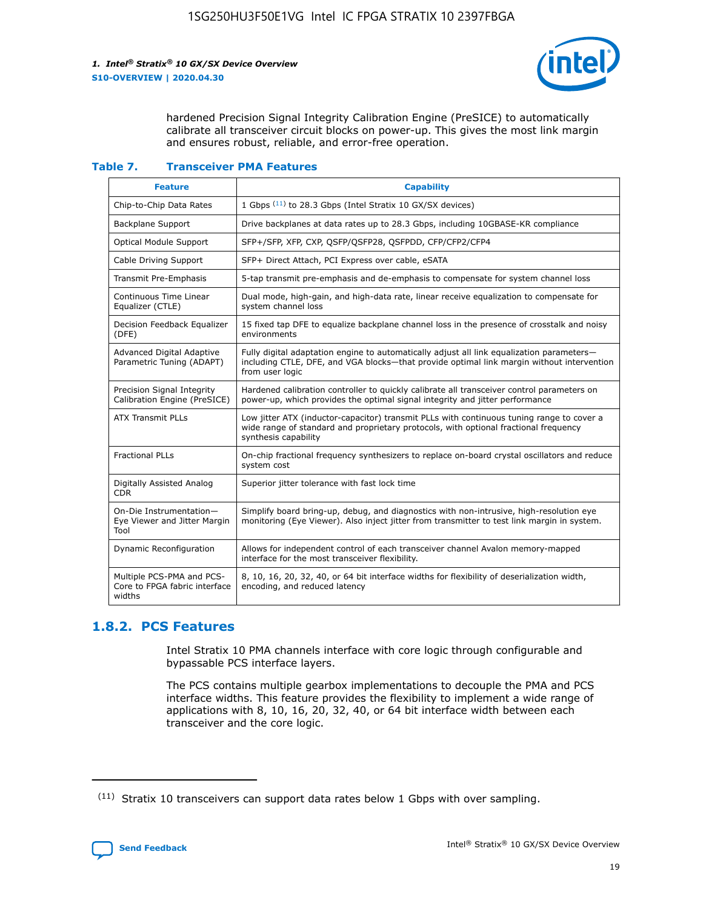hardened Precision Signal Integrity Calibration Engine (PreSICE) to automatically calibrate all transceiver circuit blocks on power-up. This gives the most link margin and ensures robust, reliable, and error-free operation.

**Table 7. Transceiver PMA Features**

| Feature | Capability |
| --- | --- |
| Chip-to-Chip Data Rates | 1 Gbps [11] to 28.3 Gbps (Intel Stratix 10 GX/SX devices) |
| Backplane Support | Drive backplanes at data rates up to 28.3 Gbps, including 10GBASE-KR compliance |
| Optical Module Support | SFP+/SFP, XFP, CXP, QSFP/QSFP28, QSFPDD, CFP/CFP2/CFP4 |
| Cable Driving Support | SFP+ Direct Attach, PCI Express over cable, eSATA |
| Transmit Pre-Emphasis | 5-tap transmit pre-emphasis and de-emphasis to compensate for system channel loss |
| Continuous Time Linear Equalizer (CTLE) | Dual mode, high-gain, and high-data rate, linear receive equalization to compensate for system channel loss |
| Decision Feedback Equalizer (DFE) | 15 fixed tap DFE to equalize backplane channel loss in the presence of crosstalk and noisy environments |
| Advanced Digital Adaptive Parametric Tuning (ADAPT) | Fully digital adaptation engine to automatically adjust all link equalization parameters—including CTLE, DFE, and VGA blocks—that provide optimal link margin without intervention from user logic |
| Precision Signal Integrity Calibration Engine (PreSICE) | Hardened calibration controller to quickly calibrate all transceiver control parameters on power-up, which provides the optimal signal integrity and jitter performance |
| ATX Transmit PLLs | Low jitter ATX (inductor-capacitor) transmit PLLs with continuous tuning range to cover a wide range of standard and proprietary protocols, with optional fractional frequency synthesis capability |
| Fractional PLLs | On-chip fractional frequency synthesizers to replace on-board crystal oscillators and reduce system cost |
| Digitally Assisted Analog CDR | Superior jitter tolerance with fast lock time |
| On-Die Instrumentation—Eye Viewer and Jitter Margin Tool | Simplify board bring-up, debug, and diagnostics with non-intrusive, high-resolution eye monitoring (Eye Viewer). Also inject jitter from transmitter to test link margin in system. |
| Dynamic Reconfiguration | Allows for independent control of each transceiver channel Avalon memory-mapped interface for the most transceiver flexibility. |
| Multiple PCS-PMA and PCS-Core to FPGA fabric interface widths | 8, 10, 16, 20, 32, 40, or 64 bit interface widths for flexibility of deserialization width, encoding, and reduced latency |

## 1.8.2. PCS Features

Intel Stratix 10 PMA channels interface with core logic through configurable and bypassable PCS interface layers.

The PCS contains multiple gearbox implementations to decouple the PMA and PCS interface widths. This feature provides the flexibility to implement a wide range of applications with 8, 10, 16, 20, 32, 40, or 64 bit interface width between each transceiver and the core logic.

(11) Stratix 10 transceivers can support data rates below 1 Gbps with over sampling.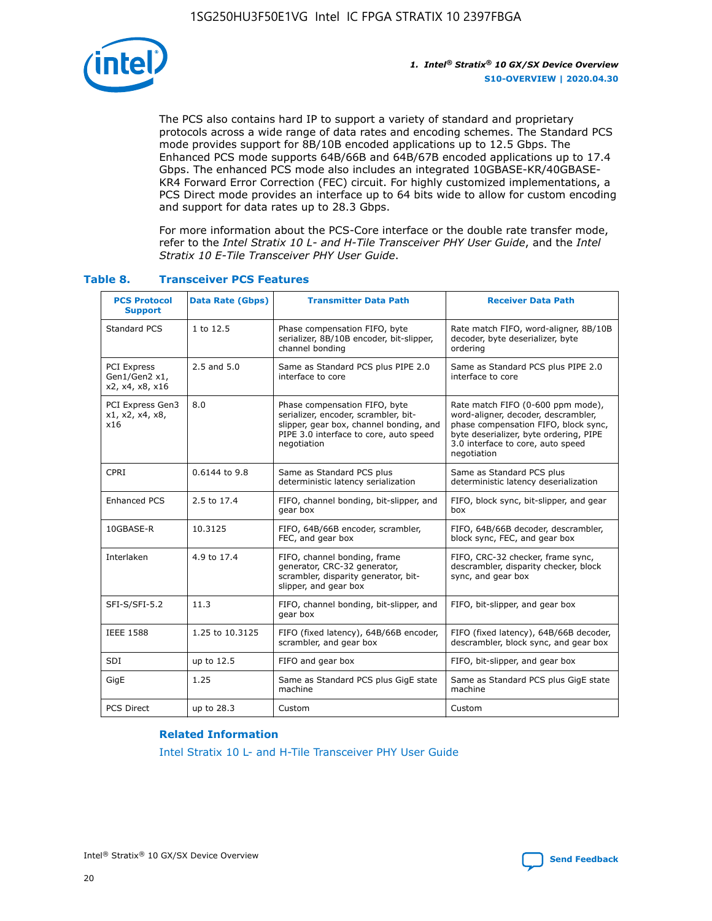The PCS also contains hard IP to support a variety of standard and proprietary protocols across a wide range of data rates and encoding schemes. The Standard PCS mode provides support for 8B/10B encoded applications up to 12.5 Gbps. The Enhanced PCS mode supports 64B/66B and 64B/67B encoded applications up to 17.4 Gbps. The enhanced PCS mode also includes an integrated 10GBASE-KR/40GBASE-KR4 Forward Error Correction (FEC) circuit. For highly customized implementations, a PCS Direct mode provides an interface up to 64 bits wide to allow for custom encoding and support for data rates up to 28.3 Gbps.

For more information about the PCS-Core interface or the double rate transfer mode, refer to the *Intel Stratix 10 L- and H-Tile Transceiver PHY User Guide*, and the *Intel Stratix 10 E-Tile Transceiver PHY User Guide*.

### Table 8. Transceiver PCS Features

| PCS Protocol Support | Data Rate (Gbps) | Transmitter Data Path | Receiver Data Path |
|---|---|---|---|
| Standard PCS | 1 to 12.5 | Phase compensation FIFO, byte serializer, 8B/10B encoder, bit-slipper, channel bonding | Rate match FIFO, word-aligner, 8B/10B decoder, byte deserializer, byte ordering |
| PCI Express Gen1/Gen2 x1, x2, x4, x8, x16 | 2.5 and 5.0 | Same as Standard PCS plus PIPE 2.0 interface to core | Same as Standard PCS plus PIPE 2.0 interface to core |
| PCI Express Gen3 x1, x2, x4, x8, x16 | 8.0 | Phase compensation FIFO, byte serializer, encoder, scrambler, bit-slipper, gear box, channel bonding, and PIPE 3.0 interface to core, auto speed negotiation | Rate match FIFO (0-600 ppm mode), word-aligner, decoder, descrambler, phase compensation FIFO, block sync, byte deserializer, byte ordering, PIPE 3.0 interface to core, auto speed negotiation |
| CPRI | 0.6144 to 9.8 | Same as Standard PCS plus deterministic latency serialization | Same as Standard PCS plus deterministic latency deserialization |
| Enhanced PCS | 2.5 to 17.4 | FIFO, channel bonding, bit-slipper, and gear box | FIFO, block sync, bit-slipper, and gear box |
| 10GBASE-R | 10.3125 | FIFO, 64B/66B encoder, scrambler, FEC, and gear box | FIFO, 64B/66B decoder, descrambler, block sync, FEC, and gear box |
| Interlaken | 4.9 to 17.4 | FIFO, channel bonding, frame generator, CRC-32 generator, scrambler, disparity generator, bit-slipper, and gear box | FIFO, CRC-32 checker, frame sync, descrambler, disparity checker, block sync, and gear box |
| SFI-S/SFI-5.2 | 11.3 | FIFO, channel bonding, bit-slipper, and gear box | FIFO, bit-slipper, and gear box |
| IEEE 1588 | 1.25 to 10.3125 | FIFO (fixed latency), 64B/66B encoder, scrambler, and gear box | FIFO (fixed latency), 64B/66B decoder, descrambler, block sync, and gear box |
| SDI | up to 12.5 | FIFO and gear box | FIFO, bit-slipper, and gear box |
| GigE | 1.25 | Same as Standard PCS plus GigE state machine | Same as Standard PCS plus GigE state machine |
| PCS Direct | up to 28.3 | Custom | Custom |

#### Related Information

Intel Stratix 10 L- and H-Tile Transceiver PHY User Guide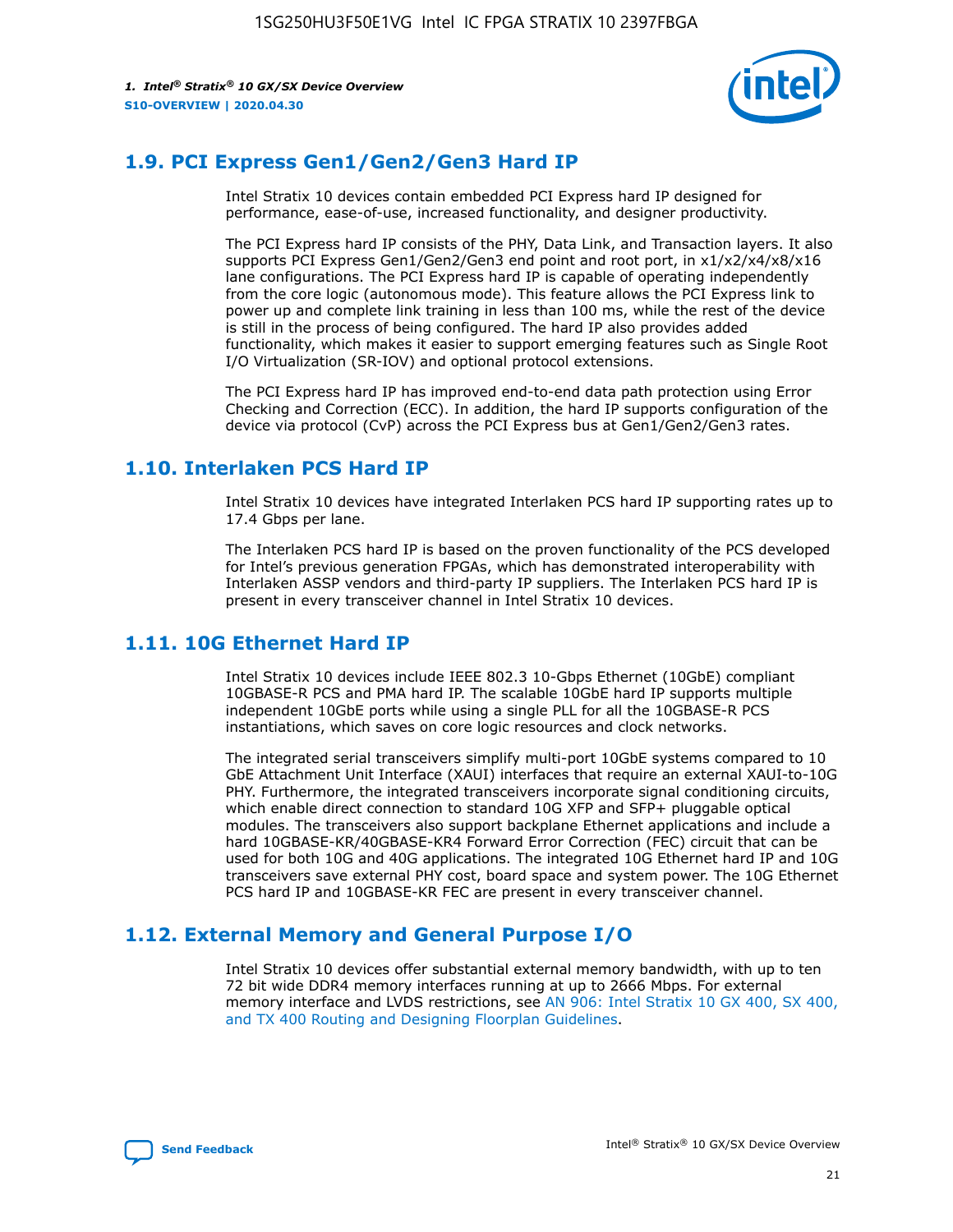## 1.9. PCI Express Gen1/Gen2/Gen3 Hard IP

Intel Stratix 10 devices contain embedded PCI Express hard IP designed for performance, ease-of-use, increased functionality, and designer productivity.

The PCI Express hard IP consists of the PHY, Data Link, and Transaction layers. It also supports PCI Express Gen1/Gen2/Gen3 end point and root port, in x1/x2/x4/x8/x16 lane configurations. The PCI Express hard IP is capable of operating independently from the core logic (autonomous mode). This feature allows the PCI Express link to power up and complete link training in less than 100 ms, while the rest of the device is still in the process of being configured. The hard IP also provides added functionality, which makes it easier to support emerging features such as Single Root I/O Virtualization (SR-IOV) and optional protocol extensions.

The PCI Express hard IP has improved end-to-end data path protection using Error Checking and Correction (ECC). In addition, the hard IP supports configuration of the device via protocol (CvP) across the PCI Express bus at Gen1/Gen2/Gen3 rates.

## 1.10. Interlaken PCS Hard IP

Intel Stratix 10 devices have integrated Interlaken PCS hard IP supporting rates up to 17.4 Gbps per lane.

The Interlaken PCS hard IP is based on the proven functionality of the PCS developed for Intel's previous generation FPGAs, which has demonstrated interoperability with Interlaken ASSP vendors and third-party IP suppliers. The Interlaken PCS hard IP is present in every transceiver channel in Intel Stratix 10 devices.

## 1.11. 10G Ethernet Hard IP

Intel Stratix 10 devices include IEEE 802.3 10-Gbps Ethernet (10GbE) compliant 10GBASE-R PCS and PMA hard IP. The scalable 10GbE hard IP supports multiple independent 10GbE ports while using a single PLL for all the 10GBASE-R PCS instantiations, which saves on core logic resources and clock networks.

The integrated serial transceivers simplify multi-port 10GbE systems compared to 10 GbE Attachment Unit Interface (XAUI) interfaces that require an external XAUI-to-10G PHY. Furthermore, the integrated transceivers incorporate signal conditioning circuits, which enable direct connection to standard 10G XFP and SFP+ pluggable optical modules. The transceivers also support backplane Ethernet applications and include a hard 10GBASE-KR/40GBASE-KR4 Forward Error Correction (FEC) circuit that can be used for both 10G and 40G applications. The integrated 10G Ethernet hard IP and 10G transceivers save external PHY cost, board space and system power. The 10G Ethernet PCS hard IP and 10GBASE-KR FEC are present in every transceiver channel.

## 1.12. External Memory and General Purpose I/O

Intel Stratix 10 devices offer substantial external memory bandwidth, with up to ten 72 bit wide DDR4 memory interfaces running at up to 2666 Mbps. For external memory interface and LVDS restrictions, see AN 906: Intel Stratix 10 GX 400, SX 400, and TX 400 Routing and Designing Floorplan Guidelines.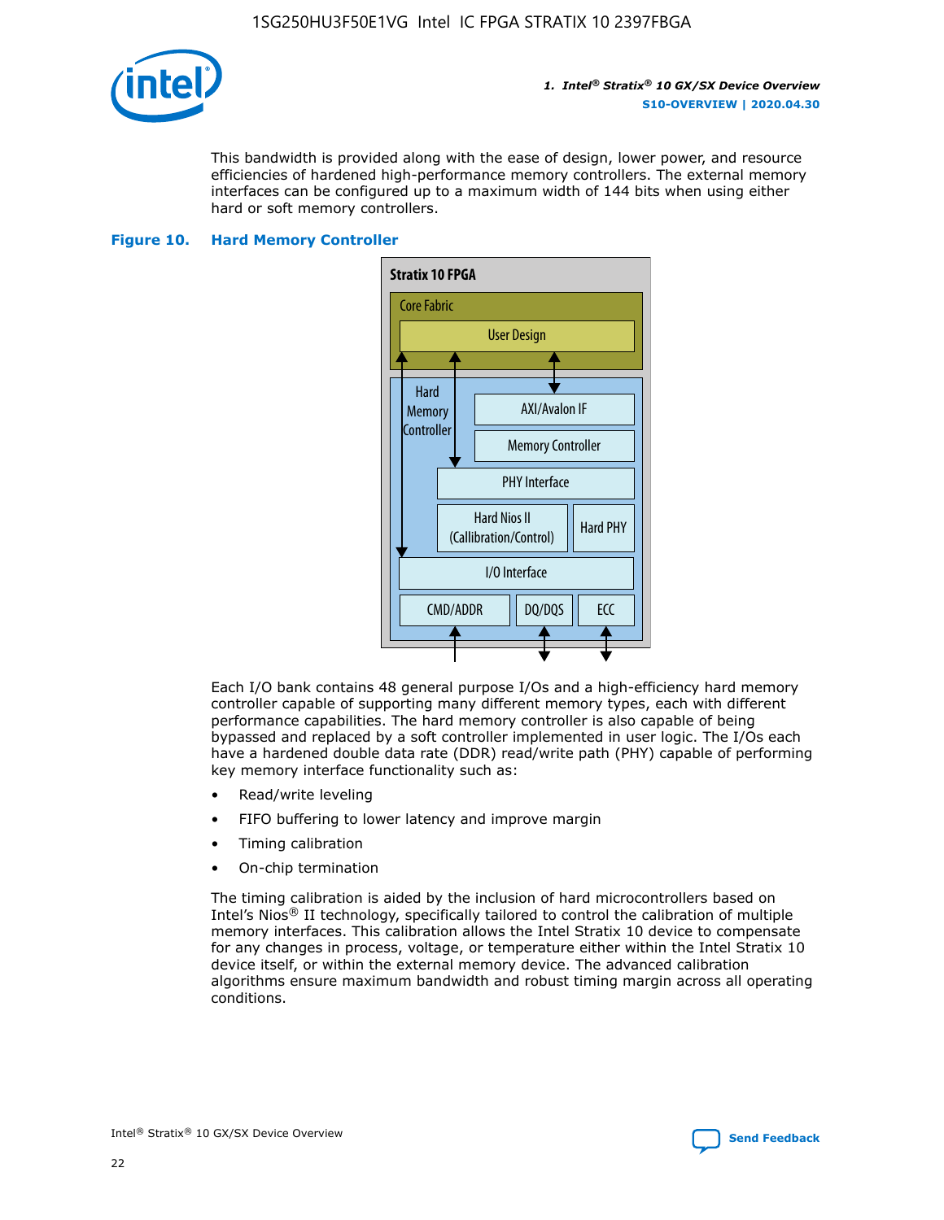This bandwidth is provided along with the ease of design, lower power, and resource efficiencies of hardened high-performance memory controllers. The external memory interfaces can be configured up to a maximum width of 144 bits when using either hard or soft memory controllers.

**Figure 10. Hard Memory Controller**

Each I/O bank contains 48 general purpose I/Os and a high-efficiency hard memory controller capable of supporting many different memory types, each with different performance capabilities. The hard memory controller is also capable of being bypassed and replaced by a soft controller implemented in user logic. The I/Os each have a hardened double data rate (DDR) read/write path (PHY) capable of performing key memory interface functionality such as:

- Read/write leveling
- FIFO buffering to lower latency and improve margin
- Timing calibration
- On-chip termination

The timing calibration is aided by the inclusion of hard microcontrollers based on Intel's Nios® II technology, specifically tailored to control the calibration of multiple memory interfaces. This calibration allows the Intel Stratix 10 device to compensate for any changes in process, voltage, or temperature either within the Intel Stratix 10 device itself, or within the external memory device. The advanced calibration algorithms ensure maximum bandwidth and robust timing margin across all operating conditions.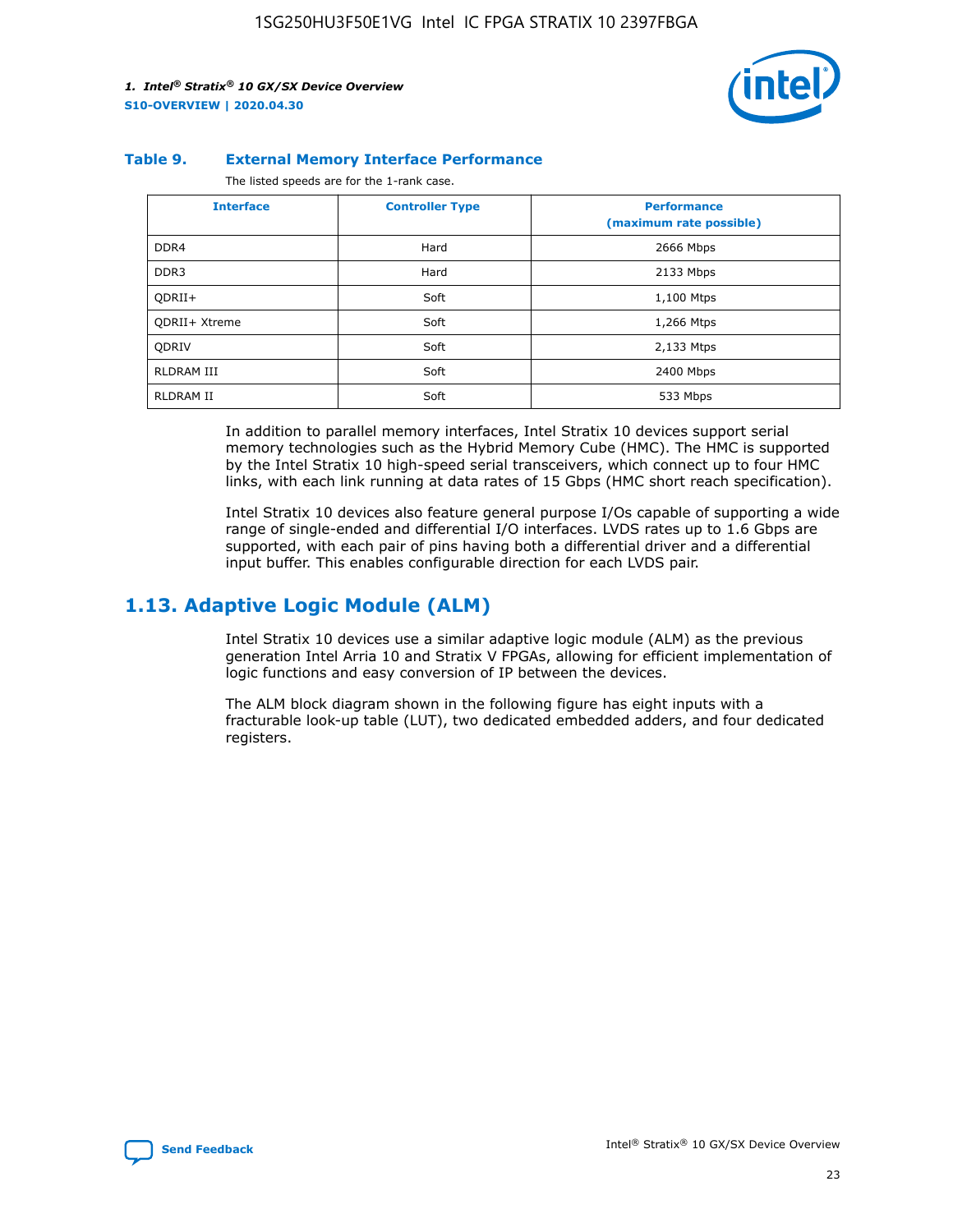**Table 9. External Memory Interface Performance**

The listed speeds are for the 1-rank case.

| Interface | Controller Type | Performance (maximum rate possible) |
|---|---|---|
| DDR4 | Hard | 2666 Mbps |
| DDR3 | Hard | 2133 Mbps |
| QDRII+ | Soft | 1,100 Mtps |
| QDRII+ Xtreme | Soft | 1,266 Mtps |
| QDRIV | Soft | 2,133 Mtps |
| RLDRAM III | Soft | 2400 Mbps |
| RLDRAM II | Soft | 533 Mbps |

In addition to parallel memory interfaces, Intel Stratix 10 devices support serial memory technologies such as the Hybrid Memory Cube (HMC). The HMC is supported by the Intel Stratix 10 high-speed serial transceivers, which connect up to four HMC links, with each link running at data rates of 15 Gbps (HMC short reach specification).

Intel Stratix 10 devices also feature general purpose I/Os capable of supporting a wide range of single-ended and differential I/O interfaces. LVDS rates up to 1.6 Gbps are supported, with each pair of pins having both a differential driver and a differential input buffer. This enables configurable direction for each LVDS pair.

## 1.13. Adaptive Logic Module (ALM)

Intel Stratix 10 devices use a similar adaptive logic module (ALM) as the previous generation Intel Arria 10 and Stratix V FPGAs, allowing for efficient implementation of logic functions and easy conversion of IP between the devices.

The ALM block diagram shown in the following figure has eight inputs with a fracturable look-up table (LUT), two dedicated embedded adders, and four dedicated registers.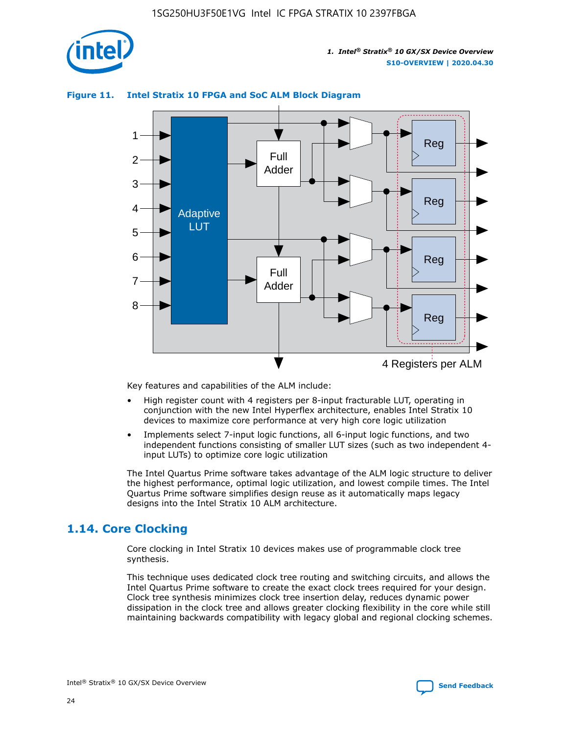**Figure 11. Intel Stratix 10 FPGA and SoC ALM Block Diagram**

Key features and capabilities of the ALM include:

- High register count with 4 registers per 8-input fracturable LUT, operating in conjunction with the new Intel Hyperflex architecture, enables Intel Stratix 10 devices to maximize core performance at very high core logic utilization
- Implements select 7-input logic functions, all 6-input logic functions, and two independent functions consisting of smaller LUT sizes (such as two independent 4-input LUTs) to optimize core logic utilization

The Intel Quartus Prime software takes advantage of the ALM logic structure to deliver the highest performance, optimal logic utilization, and lowest compile times. The Intel Quartus Prime software simplifies design reuse as it automatically maps legacy designs into the Intel Stratix 10 ALM architecture.

## 1.14. Core Clocking

Core clocking in Intel Stratix 10 devices makes use of programmable clock tree synthesis.

This technique uses dedicated clock tree routing and switching circuits, and allows the Intel Quartus Prime software to create the exact clock trees required for your design. Clock tree synthesis minimizes clock tree insertion delay, reduces dynamic power dissipation in the clock tree and allows greater clocking flexibility in the core while still maintaining backwards compatibility with legacy global and regional clocking schemes.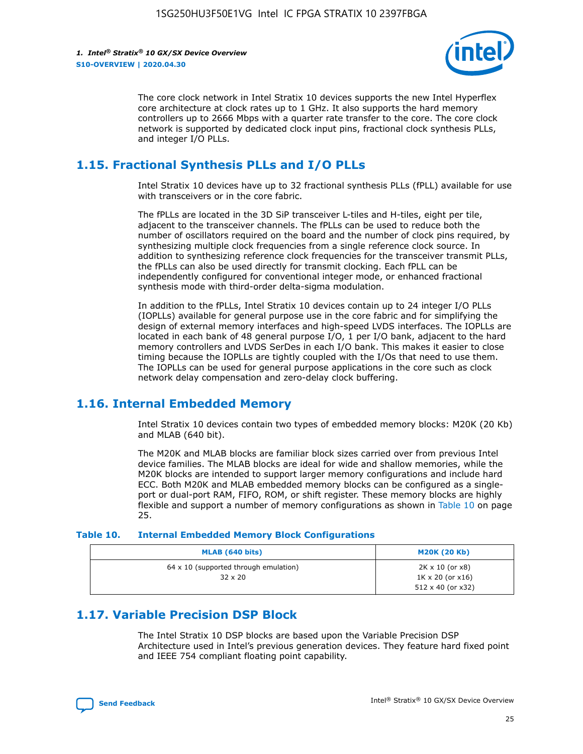The core clock network in Intel Stratix 10 devices supports the new Intel Hyperflex core architecture at clock rates up to 1 GHz. It also supports the hard memory controllers up to 2666 Mbps with a quarter rate transfer to the core. The core clock network is supported by dedicated clock input pins, fractional clock synthesis PLLs, and integer I/O PLLs.

## 1.15. Fractional Synthesis PLLs and I/O PLLs

Intel Stratix 10 devices have up to 32 fractional synthesis PLLs (fPLL) available for use with transceivers or in the core fabric.

The fPLLs are located in the 3D SiP transceiver L-tiles and H-tiles, eight per tile, adjacent to the transceiver channels. The fPLLs can be used to reduce both the number of oscillators required on the board and the number of clock pins required, by synthesizing multiple clock frequencies from a single reference clock source. In addition to synthesizing reference clock frequencies for the transceiver transmit PLLs, the fPLLs can also be used directly for transmit clocking. Each fPLL can be independently configured for conventional integer mode, or enhanced fractional synthesis mode with third-order delta-sigma modulation.

In addition to the fPLLs, Intel Stratix 10 devices contain up to 24 integer I/O PLLs (IOPLLs) available for general purpose use in the core fabric and for simplifying the design of external memory interfaces and high-speed LVDS interfaces. The IOPLLs are located in each bank of 48 general purpose I/O, 1 per I/O bank, adjacent to the hard memory controllers and LVDS SerDes in each I/O bank. This makes it easier to close timing because the IOPLLs are tightly coupled with the I/Os that need to use them. The IOPLLs can be used for general purpose applications in the core such as clock network delay compensation and zero-delay clock buffering.

## 1.16. Internal Embedded Memory

Intel Stratix 10 devices contain two types of embedded memory blocks: M20K (20 Kb) and MLAB (640 bit).

The M20K and MLAB blocks are familiar block sizes carried over from previous Intel device families. The MLAB blocks are ideal for wide and shallow memories, while the M20K blocks are intended to support larger memory configurations and include hard ECC. Both M20K and MLAB embedded memory blocks can be configured as a single-port or dual-port RAM, FIFO, ROM, or shift register. These memory blocks are highly flexible and support a number of memory configurations as shown in Table 10 on page 25.

**Table 10. Internal Embedded Memory Block Configurations**

| MLAB (640 bits) | M20K (20 Kb) |
| --- | --- |
| 64 x 10 (supported through emulation)<br>32 x 20 | 2K x 10 (or x8)<br>1K x 20 (or x16)<br>512 x 40 (or x32) |

## 1.17. Variable Precision DSP Block

The Intel Stratix 10 DSP blocks are based upon the Variable Precision DSP Architecture used in Intel's previous generation devices. They feature hard fixed point and IEEE 754 compliant floating point capability.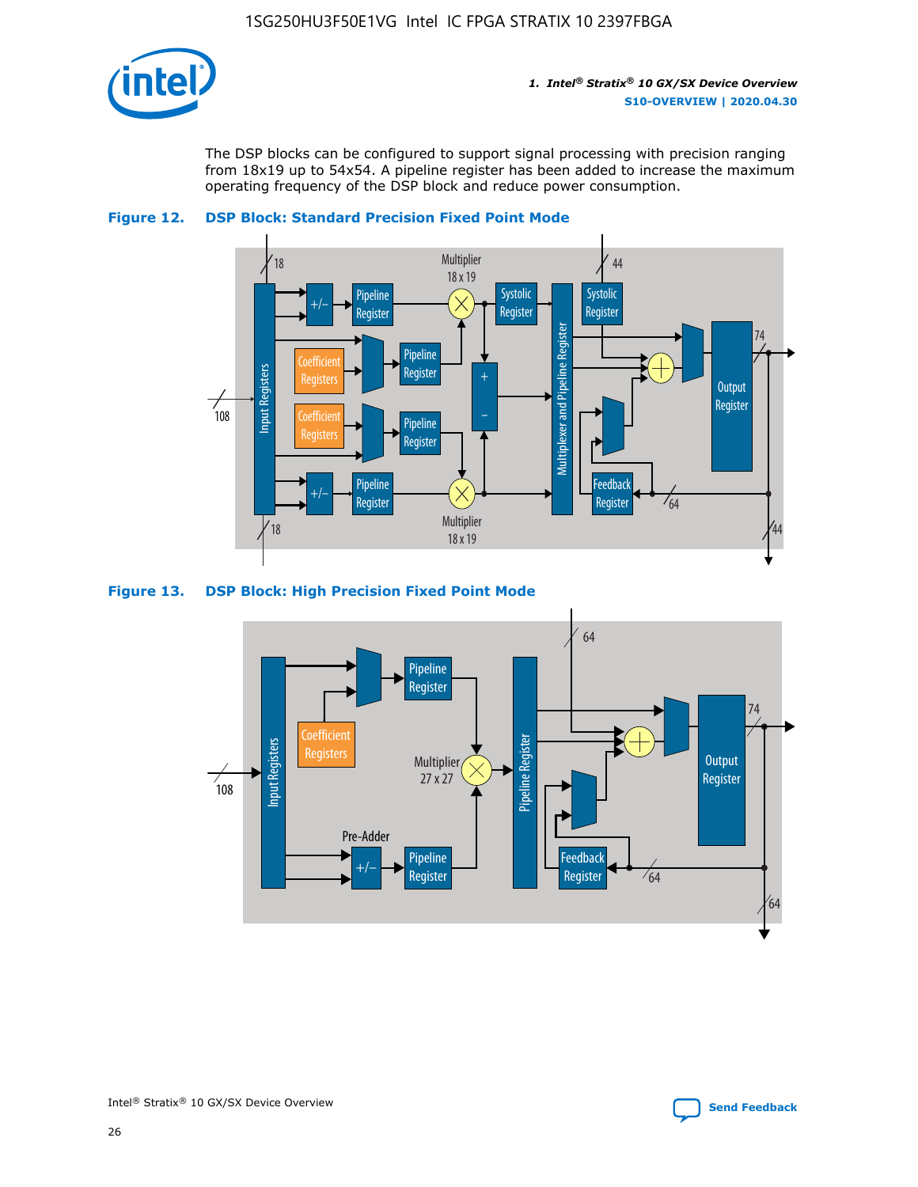The DSP blocks can be configured to support signal processing with precision ranging from 18x19 up to 54x54. A pipeline register has been added to increase the maximum operating frequency of the DSP block and reduce power consumption.

**Figure 12. DSP Block: Standard Precision Fixed Point Mode**

**Figure 13. DSP Block: High Precision Fixed Point Mode**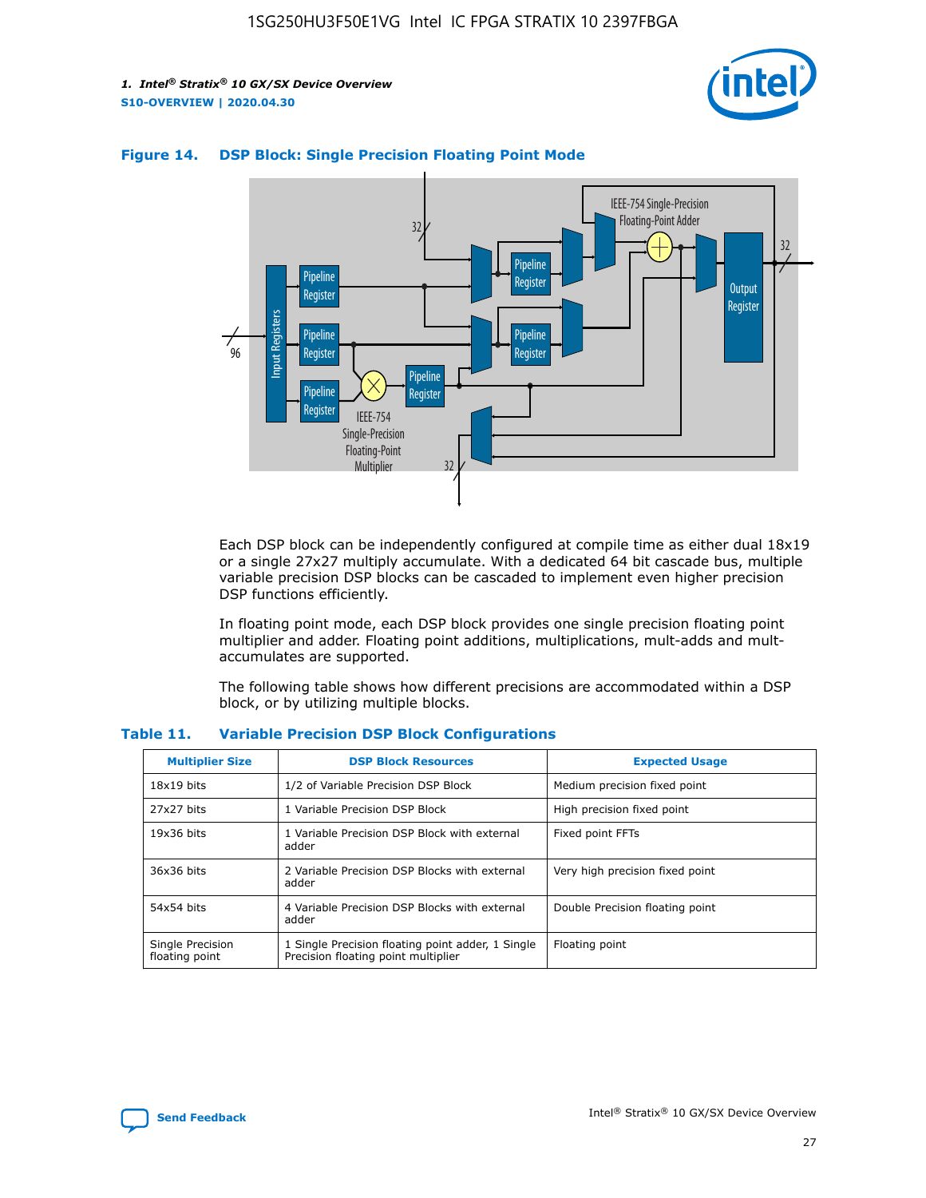**Figure 14. DSP Block: Single Precision Floating Point Mode**

Each DSP block can be independently configured at compile time as either dual 18x19 or a single 27x27 multiply accumulate. With a dedicated 64 bit cascade bus, multiple variable precision DSP blocks can be cascaded to implement even higher precision DSP functions efficiently.

In floating point mode, each DSP block provides one single precision floating point multiplier and adder. Floating point additions, multiplications, mult-adds and mult-accumulates are supported.

The following table shows how different precisions are accommodated within a DSP block, or by utilizing multiple blocks.

**Table 11. Variable Precision DSP Block Configurations**

| Multiplier Size | DSP Block Resources | Expected Usage |
|---|---|---|
| 18x19 bits | 1/2 of Variable Precision DSP Block | Medium precision fixed point |
| 27x27 bits | 1 Variable Precision DSP Block | High precision fixed point |
| 19x36 bits | 1 Variable Precision DSP Block with external adder | Fixed point FFTs |
| 36x36 bits | 2 Variable Precision DSP Blocks with external adder | Very high precision fixed point |
| 54x54 bits | 4 Variable Precision DSP Blocks with external adder | Double Precision floating point |
| Single Precision floating point | 1 Single Precision floating point adder, 1 Single Precision floating point multiplier | Floating point |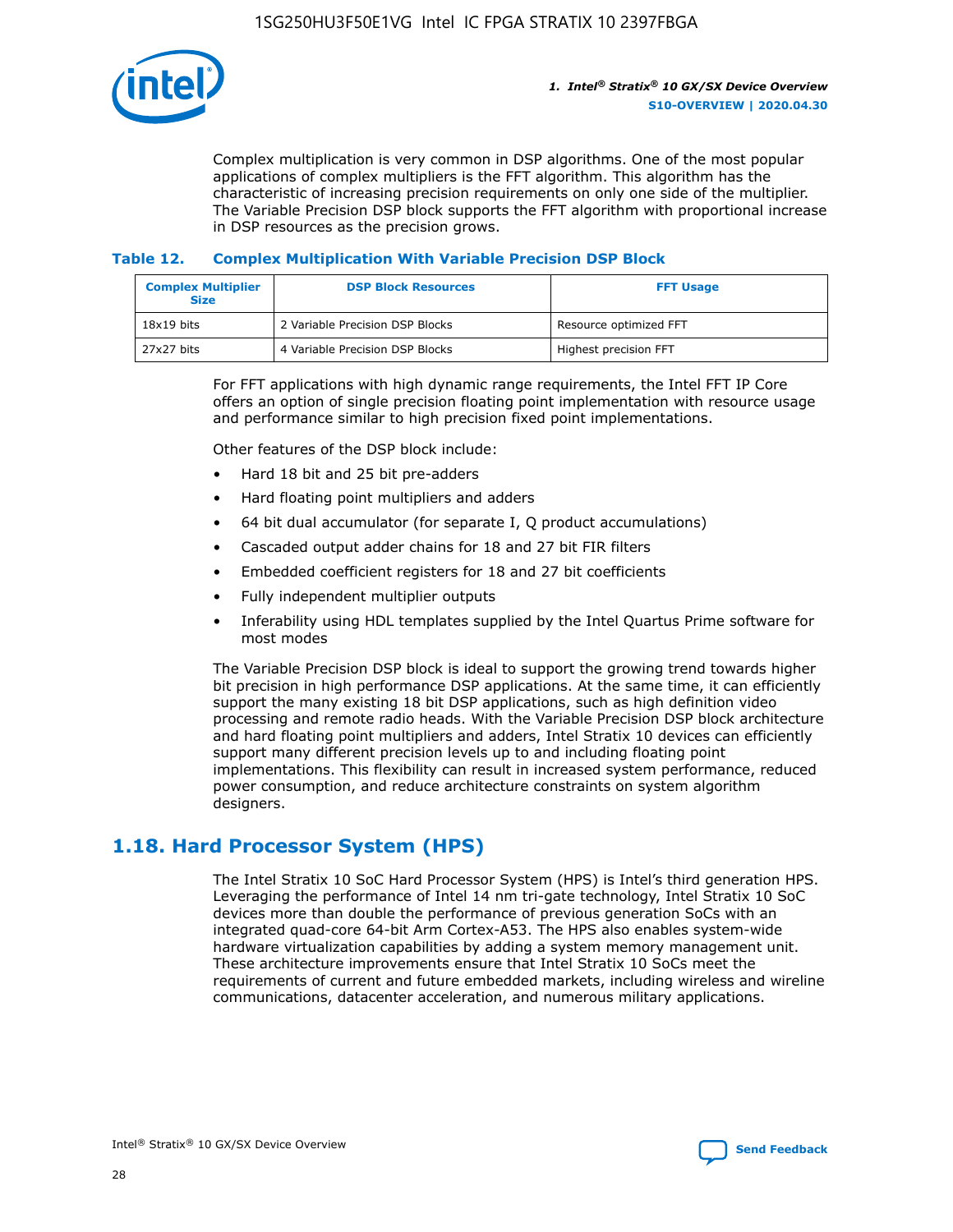Complex multiplication is very common in DSP algorithms. One of the most popular applications of complex multipliers is the FFT algorithm. This algorithm has the characteristic of increasing precision requirements on only one side of the multiplier. The Variable Precision DSP block supports the FFT algorithm with proportional increase in DSP resources as the precision grows.

**Table 12. Complex Multiplication With Variable Precision DSP Block**

| Complex Multiplier Size | DSP Block Resources | FFT Usage |
| --- | --- | --- |
| 18x19 bits | 2 Variable Precision DSP Blocks | Resource optimized FFT |
| 27x27 bits | 4 Variable Precision DSP Blocks | Highest precision FFT |

For FFT applications with high dynamic range requirements, the Intel FFT IP Core offers an option of single precision floating point implementation with resource usage and performance similar to high precision fixed point implementations.

Other features of the DSP block include:

- Hard 18 bit and 25 bit pre-adders
- Hard floating point multipliers and adders
- 64 bit dual accumulator (for separate I, Q product accumulations)
- Cascaded output adder chains for 18 and 27 bit FIR filters
- Embedded coefficient registers for 18 and 27 bit coefficients
- Fully independent multiplier outputs
- Inferability using HDL templates supplied by the Intel Quartus Prime software for most modes

The Variable Precision DSP block is ideal to support the growing trend towards higher bit precision in high performance DSP applications. At the same time, it can efficiently support the many existing 18 bit DSP applications, such as high definition video processing and remote radio heads. With the Variable Precision DSP block architecture and hard floating point multipliers and adders, Intel Stratix 10 devices can efficiently support many different precision levels up to and including floating point implementations. This flexibility can result in increased system performance, reduced power consumption, and reduce architecture constraints on system algorithm designers.

## 1.18. Hard Processor System (HPS)

The Intel Stratix 10 SoC Hard Processor System (HPS) is Intel's third generation HPS. Leveraging the performance of Intel 14 nm tri-gate technology, Intel Stratix 10 SoC devices more than double the performance of previous generation SoCs with an integrated quad-core 64-bit Arm Cortex-A53. The HPS also enables system-wide hardware virtualization capabilities by adding a system memory management unit. These architecture improvements ensure that Intel Stratix 10 SoCs meet the requirements of current and future embedded markets, including wireless and wireline communications, datacenter acceleration, and numerous military applications.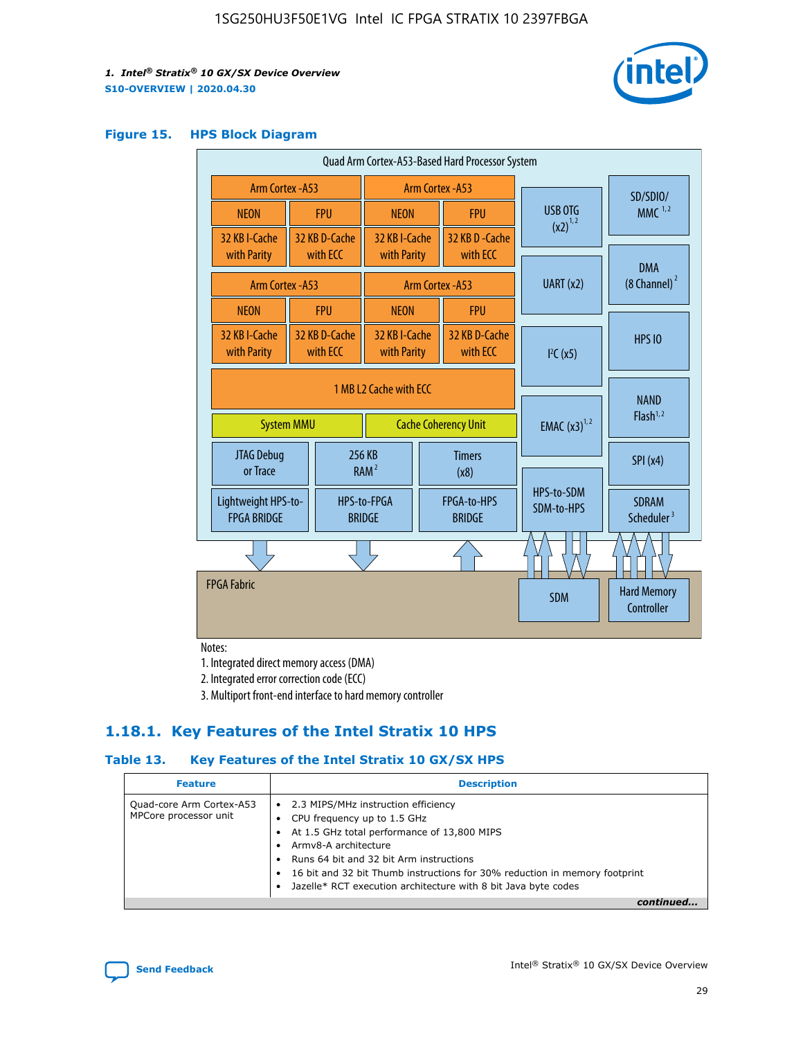### Figure 15. HPS Block Diagram

Quad Arm Cortex-A53-Based Hard Processor System

| Arm Cortex -A53 | | Arm Cortex -A53 | |
|---|---|---|---|
| NEON | FPU | NEON | FPU |
| 32 KB I-Cache with Parity | 32 KB D-Cache with ECC | 32 KB I-Cache with Parity | 32 KB D -Cache with ECC |

| Arm Cortex -A53 | | Arm Cortex -A53 | |
|---|---|---|---|
| NEON | FPU | NEON | FPU |
| 32 KB I-Cache with Parity | 32 KB D-Cache with ECC | 32 KB I-Cache with Parity | 32 KB D-Cache with ECC |

1 MB L2 Cache with ECC

System MMU | Cache Coherency Unit

JTAG Debug or Trace | 256 KB RAM [2] | Timers (x8)

Lightweight HPS-to-FPGA BRIDGE | HPS-to-FPGA BRIDGE | FPGA-to-HPS BRIDGE

USB OTG (x2) [1,2] | SD/SDIO/MMC [1,2] | UART (x2) | DMA (8 Channel) [2] | I²C (x5) | HPS IO | NAND Flash [1,2] | EMAC (x3) [1,2] | SPI (x4) | HPS-to-SDM SDM-to-HPS | SDRAM Scheduler [3]

FPGA Fabric | SDM | Hard Memory Controller

Notes:

1. Integrated direct memory access (DMA)
2. Integrated error correction code (ECC)
3. Multiport front-end interface to hard memory controller

## 1.18.1. Key Features of the Intel Stratix 10 HPS

### Table 13. Key Features of the Intel Stratix 10 GX/SX HPS

| Feature | Description |
|---|---|
| Quad-core Arm Cortex-A53 MPCore processor unit | • 2.3 MIPS/MHz instruction efficiency<br>• CPU frequency up to 1.5 GHz<br>• At 1.5 GHz total performance of 13,800 MIPS<br>• Armv8-A architecture<br>• Runs 64 bit and 32 bit Arm instructions<br>• 16 bit and 32 bit Thumb instructions for 30% reduction in memory footprint<br>• Jazelle* RCT execution architecture with 8 bit Java byte codes |

*continued...*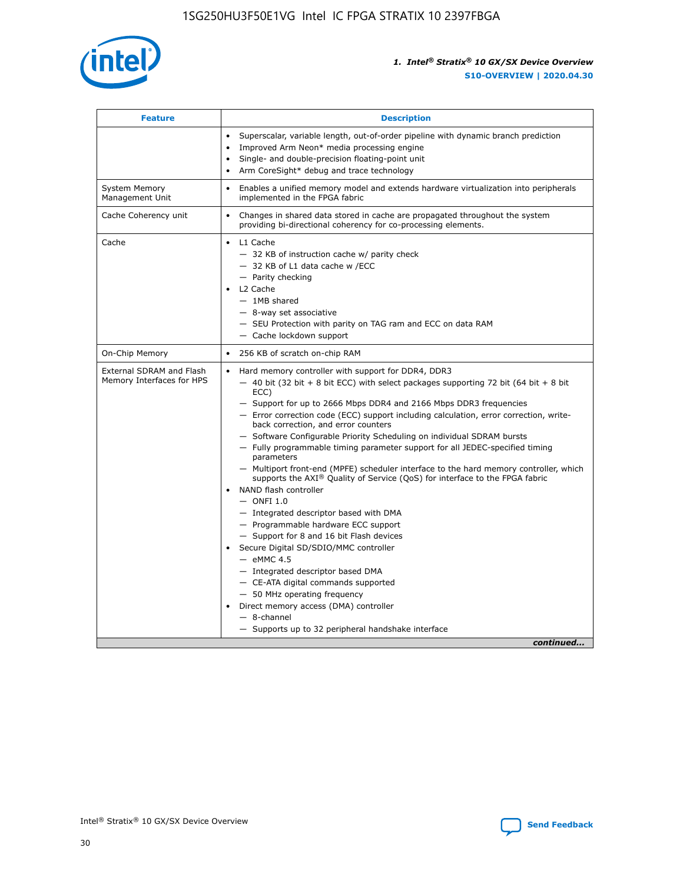| Feature | Description |
| --- | --- |
|  | • Superscalar, variable length, out-of-order pipeline with dynamic branch prediction<br>• Improved Arm Neon* media processing engine<br>• Single- and double-precision floating-point unit<br>• Arm CoreSight* debug and trace technology |
| System Memory Management Unit | • Enables a unified memory model and extends hardware virtualization into peripherals implemented in the FPGA fabric |
| Cache Coherency unit | • Changes in shared data stored in cache are propagated throughout the system providing bi-directional coherency for co-processing elements. |
| Cache | • L1 Cache<br>— 32 KB of instruction cache w/ parity check<br>— 32 KB of L1 data cache w /ECC<br>— Parity checking<br>• L2 Cache<br>— 1MB shared<br>— 8-way set associative<br>— SEU Protection with parity on TAG ram and ECC on data RAM<br>— Cache lockdown support |
| On-Chip Memory | • 256 KB of scratch on-chip RAM |
| External SDRAM and Flash Memory Interfaces for HPS | • Hard memory controller with support for DDR4, DDR3<br>— 40 bit (32 bit + 8 bit ECC) with select packages supporting 72 bit (64 bit + 8 bit ECC)<br>— Support for up to 2666 Mbps DDR4 and 2166 Mbps DDR3 frequencies<br>— Error correction code (ECC) support including calculation, error correction, write-back correction, and error counters<br>— Software Configurable Priority Scheduling on individual SDRAM bursts<br>— Fully programmable timing parameter support for all JEDEC-specified timing parameters<br>— Multiport front-end (MPFE) scheduler interface to the hard memory controller, which supports the AXI® Quality of Service (QoS) for interface to the FPGA fabric<br>• NAND flash controller<br>— ONFI 1.0<br>— Integrated descriptor based with DMA<br>— Programmable hardware ECC support<br>— Support for 8 and 16 bit Flash devices<br>• Secure Digital SD/SDIO/MMC controller<br>— eMMC 4.5<br>— Integrated descriptor based DMA<br>— CE-ATA digital commands supported<br>— 50 MHz operating frequency<br>• Direct memory access (DMA) controller<br>— 8-channel<br>— Supports up to 32 peripheral handshake interface |

*continued...*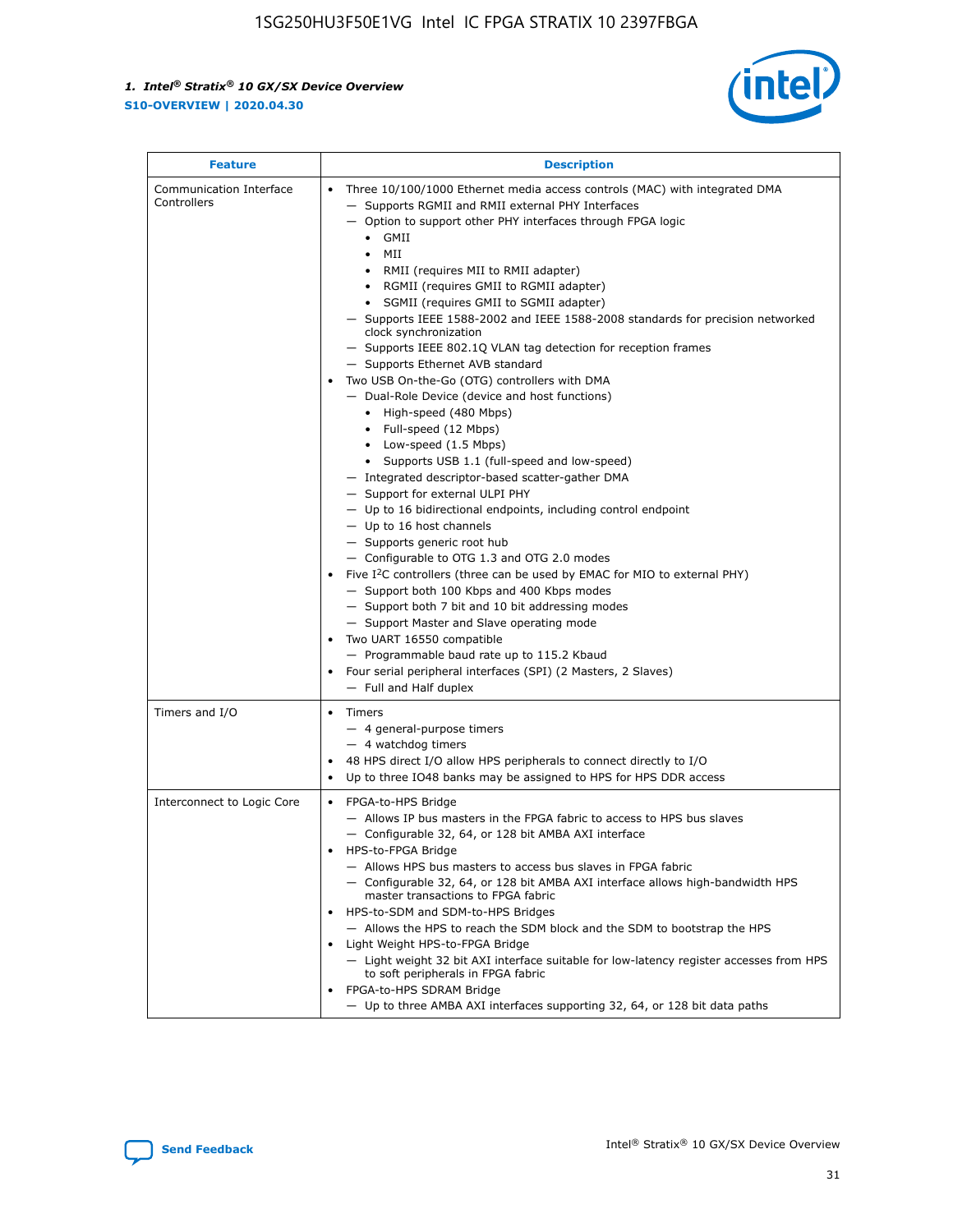| Feature | Description |
| --- | --- |
| Communication Interface Controllers | • Three 10/100/1000 Ethernet media access controls (MAC) with integrated DMA<br>— Supports RGMII and RMII external PHY Interfaces<br>— Option to support other PHY interfaces through FPGA logic<br>• GMII<br>• MII<br>• RMII (requires MII to RMII adapter)<br>• RGMII (requires GMII to RGMII adapter)<br>• SGMII (requires GMII to SGMII adapter)<br>— Supports IEEE 1588-2002 and IEEE 1588-2008 standards for precision networked clock synchronization<br>— Supports IEEE 802.1Q VLAN tag detection for reception frames<br>— Supports Ethernet AVB standard<br>• Two USB On-the-Go (OTG) controllers with DMA<br>— Dual-Role Device (device and host functions)<br>• High-speed (480 Mbps)<br>• Full-speed (12 Mbps)<br>• Low-speed (1.5 Mbps)<br>• Supports USB 1.1 (full-speed and low-speed)<br>— Integrated descriptor-based scatter-gather DMA<br>— Support for external ULPI PHY<br>— Up to 16 bidirectional endpoints, including control endpoint<br>— Up to 16 host channels<br>— Supports generic root hub<br>— Configurable to OTG 1.3 and OTG 2.0 modes<br>• Five I$^2$C controllers (three can be used by EMAC for MIO to external PHY)<br>— Support both 100 Kbps and 400 Kbps modes<br>— Support both 7 bit and 10 bit addressing modes<br>— Support Master and Slave operating mode<br>• Two UART 16550 compatible<br>— Programmable baud rate up to 115.2 Kbaud<br>• Four serial peripheral interfaces (SPI) (2 Masters, 2 Slaves)<br>— Full and Half duplex |
| Timers and I/O | • Timers<br>— 4 general-purpose timers<br>— 4 watchdog timers<br>• 48 HPS direct I/O allow HPS peripherals to connect directly to I/O<br>• Up to three IO48 banks may be assigned to HPS for HPS DDR access |
| Interconnect to Logic Core | • FPGA-to-HPS Bridge<br>— Allows IP bus masters in the FPGA fabric to access to HPS bus slaves<br>— Configurable 32, 64, or 128 bit AMBA AXI interface<br>• HPS-to-FPGA Bridge<br>— Allows HPS bus masters to access bus slaves in FPGA fabric<br>— Configurable 32, 64, or 128 bit AMBA AXI interface allows high-bandwidth HPS master transactions to FPGA fabric<br>• HPS-to-SDM and SDM-to-HPS Bridges<br>— Allows the HPS to reach the SDM block and the SDM to bootstrap the HPS<br>• Light Weight HPS-to-FPGA Bridge<br>— Light weight 32 bit AXI interface suitable for low-latency register accesses from HPS to soft peripherals in FPGA fabric<br>• FPGA-to-HPS SDRAM Bridge<br>— Up to three AMBA AXI interfaces supporting 32, 64, or 128 bit data paths |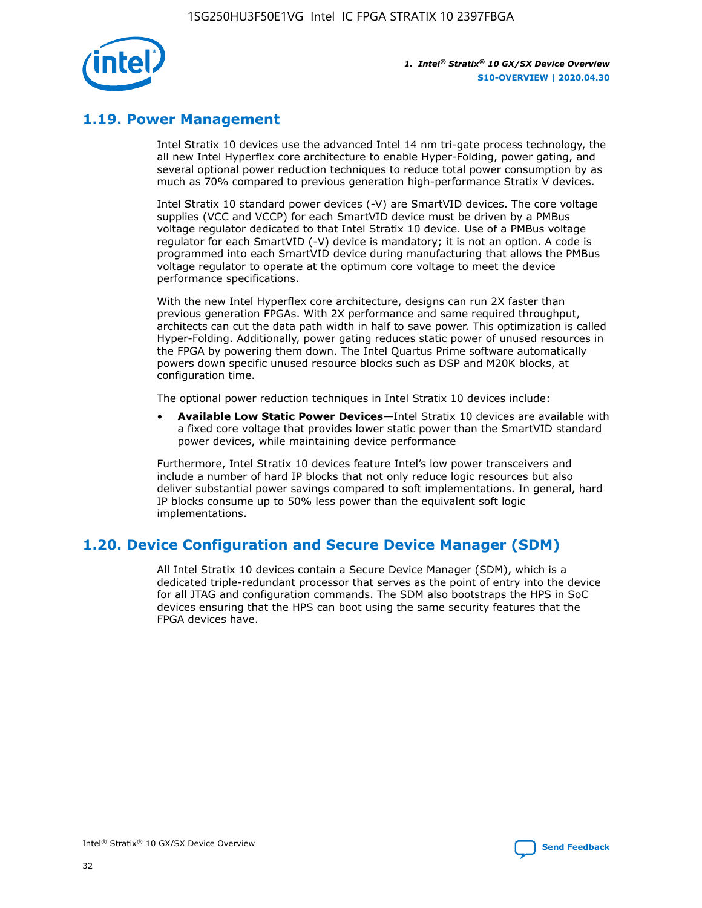## 1.19. Power Management

Intel Stratix 10 devices use the advanced Intel 14 nm tri-gate process technology, the all new Intel Hyperflex core architecture to enable Hyper-Folding, power gating, and several optional power reduction techniques to reduce total power consumption by as much as 70% compared to previous generation high-performance Stratix V devices.

Intel Stratix 10 standard power devices (-V) are SmartVID devices. The core voltage supplies (VCC and VCCP) for each SmartVID device must be driven by a PMBus voltage regulator dedicated to that Intel Stratix 10 device. Use of a PMBus voltage regulator for each SmartVID (-V) device is mandatory; it is not an option. A code is programmed into each SmartVID device during manufacturing that allows the PMBus voltage regulator to operate at the optimum core voltage to meet the device performance specifications.

With the new Intel Hyperflex core architecture, designs can run 2X faster than previous generation FPGAs. With 2X performance and same required throughput, architects can cut the data path width in half to save power. This optimization is called Hyper-Folding. Additionally, power gating reduces static power of unused resources in the FPGA by powering them down. The Intel Quartus Prime software automatically powers down specific unused resource blocks such as DSP and M20K blocks, at configuration time.

The optional power reduction techniques in Intel Stratix 10 devices include:

- **Available Low Static Power Devices**—Intel Stratix 10 devices are available with a fixed core voltage that provides lower static power than the SmartVID standard power devices, while maintaining device performance

Furthermore, Intel Stratix 10 devices feature Intel's low power transceivers and include a number of hard IP blocks that not only reduce logic resources but also deliver substantial power savings compared to soft implementations. In general, hard IP blocks consume up to 50% less power than the equivalent soft logic implementations.

## 1.20. Device Configuration and Secure Device Manager (SDM)

All Intel Stratix 10 devices contain a Secure Device Manager (SDM), which is a dedicated triple-redundant processor that serves as the point of entry into the device for all JTAG and configuration commands. The SDM also bootstraps the HPS in SoC devices ensuring that the HPS can boot using the same security features that the FPGA devices have.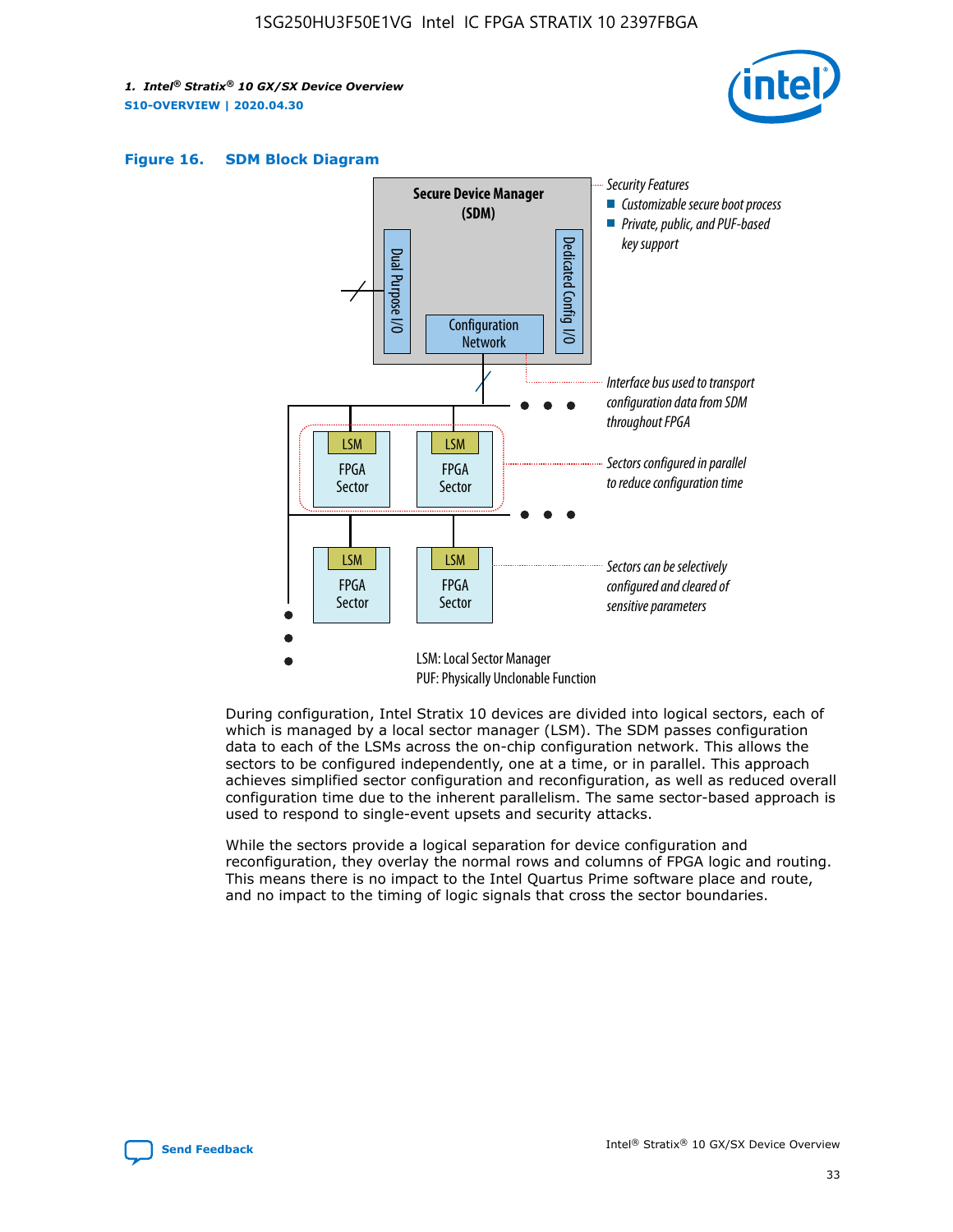**Figure 16. SDM Block Diagram**

Secure Device Manager (SDM)

Dual Purpose I/O

Dedicated Config I/O

Configuration Network

Security Features
- Customizable secure boot process
- Private, public, and PUF-based key support

Interface bus used to transport configuration data from SDM throughout FPGA

LSM FPGA Sector

Sectors configured in parallel to reduce configuration time

Sectors can be selectively configured and cleared of sensitive parameters

LSM: Local Sector Manager
PUF: Physically Unclonable Function

During configuration, Intel Stratix 10 devices are divided into logical sectors, each of which is managed by a local sector manager (LSM). The SDM passes configuration data to each of the LSMs across the on-chip configuration network. This allows the sectors to be configured independently, one at a time, or in parallel. This approach achieves simplified sector configuration and reconfiguration, as well as reduced overall configuration time due to the inherent parallelism. The same sector-based approach is used to respond to single-event upsets and security attacks.

While the sectors provide a logical separation for device configuration and reconfiguration, they overlay the normal rows and columns of FPGA logic and routing. This means there is no impact to the Intel Quartus Prime software place and route, and no impact to the timing of logic signals that cross the sector boundaries.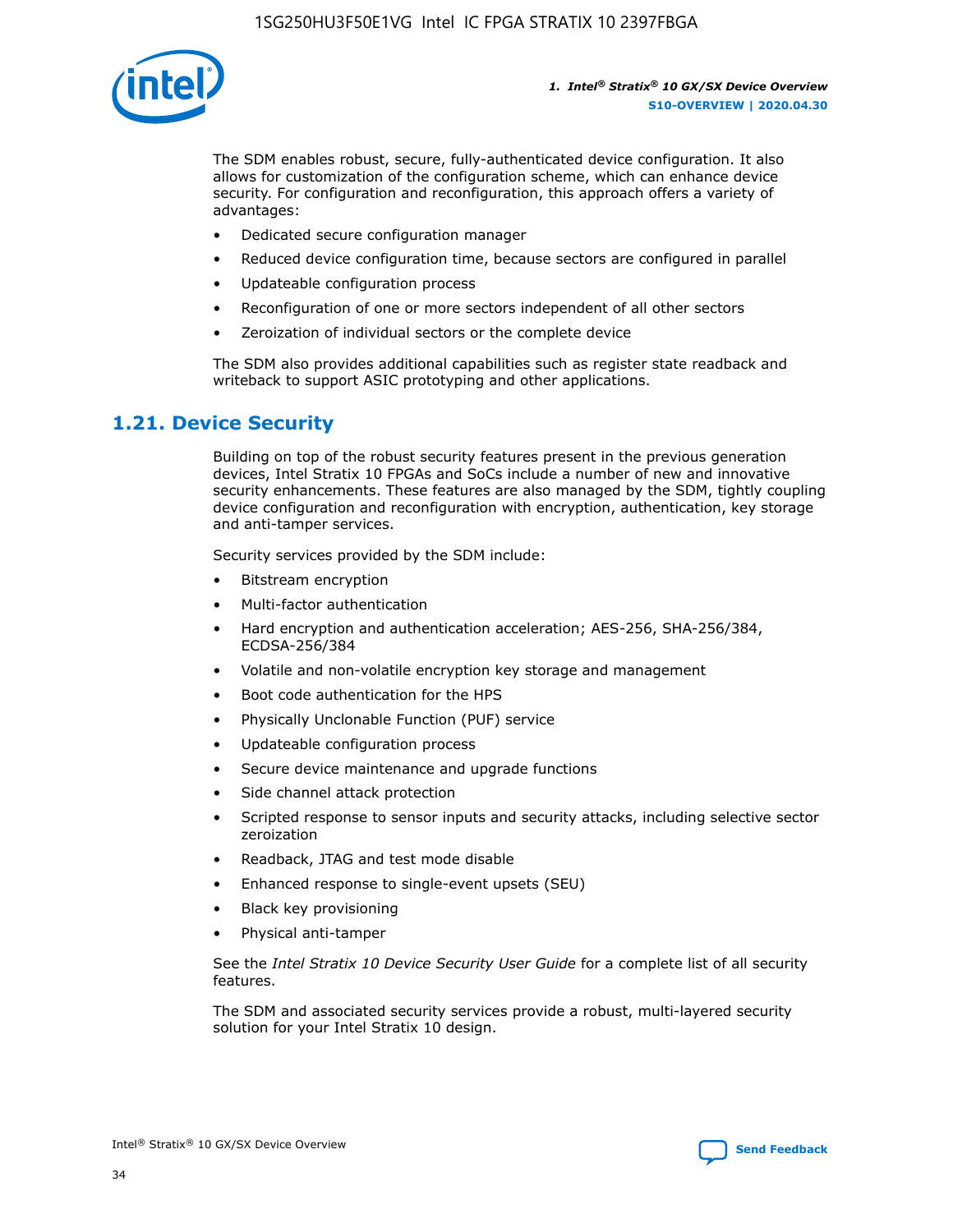The SDM enables robust, secure, fully-authenticated device configuration. It also allows for customization of the configuration scheme, which can enhance device security. For configuration and reconfiguration, this approach offers a variety of advantages:

- Dedicated secure configuration manager
- Reduced device configuration time, because sectors are configured in parallel
- Updateable configuration process
- Reconfiguration of one or more sectors independent of all other sectors
- Zeroization of individual sectors or the complete device

The SDM also provides additional capabilities such as register state readback and writeback to support ASIC prototyping and other applications.

## 1.21. Device Security

Building on top of the robust security features present in the previous generation devices, Intel Stratix 10 FPGAs and SoCs include a number of new and innovative security enhancements. These features are also managed by the SDM, tightly coupling device configuration and reconfiguration with encryption, authentication, key storage and anti-tamper services.

Security services provided by the SDM include:

- Bitstream encryption
- Multi-factor authentication
- Hard encryption and authentication acceleration; AES-256, SHA-256/384, ECDSA-256/384
- Volatile and non-volatile encryption key storage and management
- Boot code authentication for the HPS
- Physically Unclonable Function (PUF) service
- Updateable configuration process
- Secure device maintenance and upgrade functions
- Side channel attack protection
- Scripted response to sensor inputs and security attacks, including selective sector zeroization
- Readback, JTAG and test mode disable
- Enhanced response to single-event upsets (SEU)
- Black key provisioning
- Physical anti-tamper

See the *Intel Stratix 10 Device Security User Guide* for a complete list of all security features.

The SDM and associated security services provide a robust, multi-layered security solution for your Intel Stratix 10 design.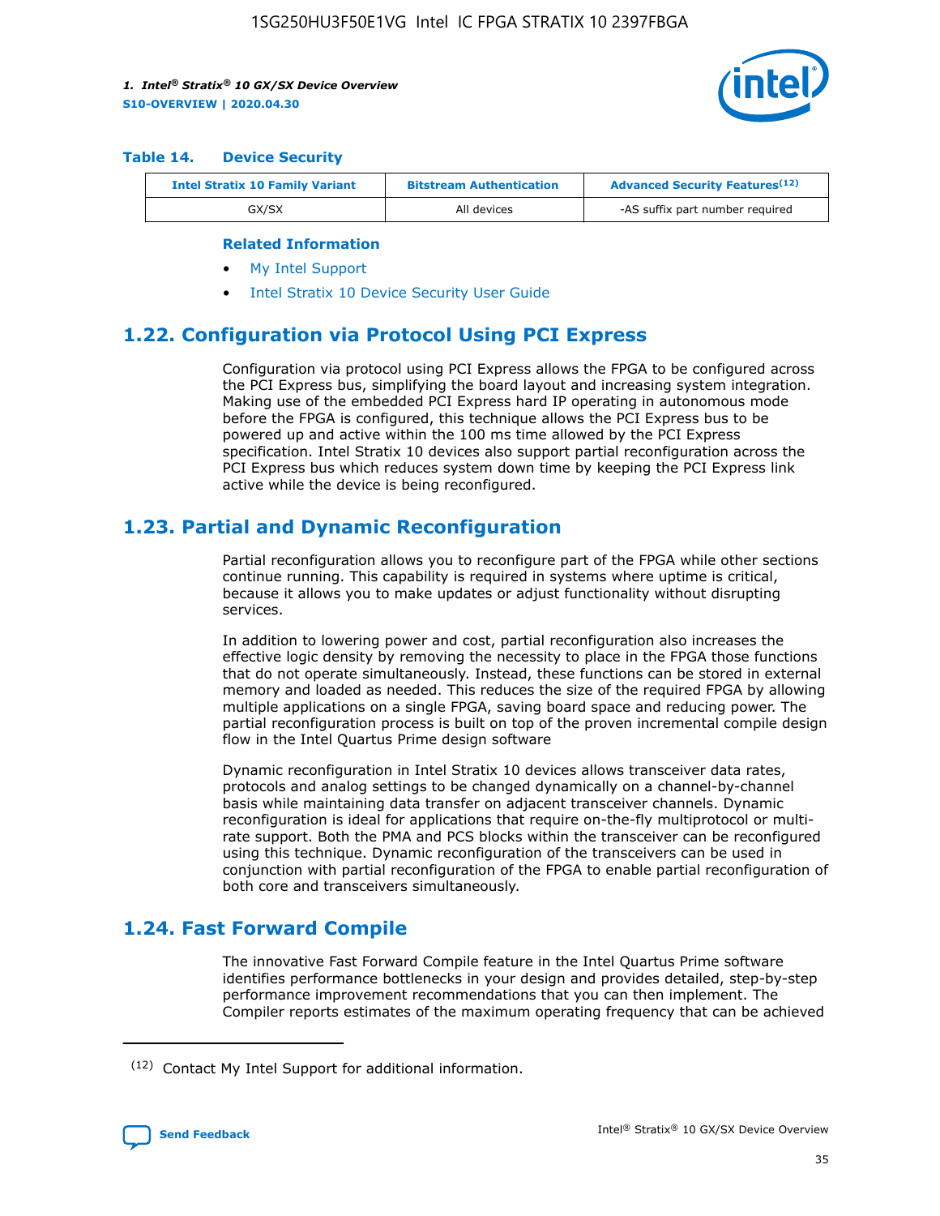#### Table 14. Device Security

| Intel Stratix 10 Family Variant | Bitstream Authentication | Advanced Security Features[12] |
|---|---|---|
| GX/SX | All devices | -AS suffix part number required |

**Related Information**

- My Intel Support
- Intel Stratix 10 Device Security User Guide

## 1.22. Configuration via Protocol Using PCI Express

Configuration via protocol using PCI Express allows the FPGA to be configured across the PCI Express bus, simplifying the board layout and increasing system integration. Making use of the embedded PCI Express hard IP operating in autonomous mode before the FPGA is configured, this technique allows the PCI Express bus to be powered up and active within the 100 ms time allowed by the PCI Express specification. Intel Stratix 10 devices also support partial reconfiguration across the PCI Express bus which reduces system down time by keeping the PCI Express link active while the device is being reconfigured.

## 1.23. Partial and Dynamic Reconfiguration

Partial reconfiguration allows you to reconfigure part of the FPGA while other sections continue running. This capability is required in systems where uptime is critical, because it allows you to make updates or adjust functionality without disrupting services.

In addition to lowering power and cost, partial reconfiguration also increases the effective logic density by removing the necessity to place in the FPGA those functions that do not operate simultaneously. Instead, these functions can be stored in external memory and loaded as needed. This reduces the size of the required FPGA by allowing multiple applications on a single FPGA, saving board space and reducing power. The partial reconfiguration process is built on top of the proven incremental compile design flow in the Intel Quartus Prime design software

Dynamic reconfiguration in Intel Stratix 10 devices allows transceiver data rates, protocols and analog settings to be changed dynamically on a channel-by-channel basis while maintaining data transfer on adjacent transceiver channels. Dynamic reconfiguration is ideal for applications that require on-the-fly multiprotocol or multi-rate support. Both the PMA and PCS blocks within the transceiver can be reconfigured using this technique. Dynamic reconfiguration of the transceivers can be used in conjunction with partial reconfiguration of the FPGA to enable partial reconfiguration of both core and transceivers simultaneously.

## 1.24. Fast Forward Compile

The innovative Fast Forward Compile feature in the Intel Quartus Prime software identifies performance bottlenecks in your design and provides detailed, step-by-step performance improvement recommendations that you can then implement. The Compiler reports estimates of the maximum operating frequency that can be achieved

(12) Contact My Intel Support for additional information.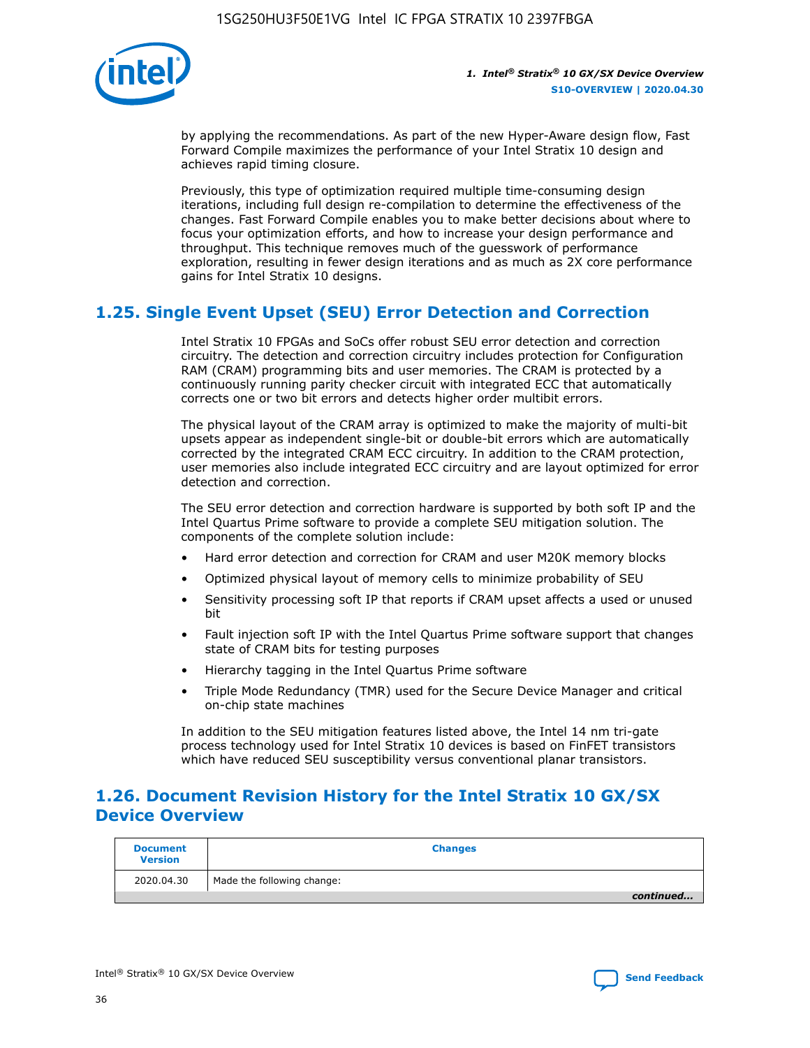by applying the recommendations. As part of the new Hyper-Aware design flow, Fast Forward Compile maximizes the performance of your Intel Stratix 10 design and achieves rapid timing closure.

Previously, this type of optimization required multiple time-consuming design iterations, including full design re-compilation to determine the effectiveness of the changes. Fast Forward Compile enables you to make better decisions about where to focus your optimization efforts, and how to increase your design performance and throughput. This technique removes much of the guesswork of performance exploration, resulting in fewer design iterations and as much as 2X core performance gains for Intel Stratix 10 designs.

## 1.25. Single Event Upset (SEU) Error Detection and Correction

Intel Stratix 10 FPGAs and SoCs offer robust SEU error detection and correction circuitry. The detection and correction circuitry includes protection for Configuration RAM (CRAM) programming bits and user memories. The CRAM is protected by a continuously running parity checker circuit with integrated ECC that automatically corrects one or two bit errors and detects higher order multibit errors.

The physical layout of the CRAM array is optimized to make the majority of multi-bit upsets appear as independent single-bit or double-bit errors which are automatically corrected by the integrated CRAM ECC circuitry. In addition to the CRAM protection, user memories also include integrated ECC circuitry and are layout optimized for error detection and correction.

The SEU error detection and correction hardware is supported by both soft IP and the Intel Quartus Prime software to provide a complete SEU mitigation solution. The components of the complete solution include:

- Hard error detection and correction for CRAM and user M20K memory blocks
- Optimized physical layout of memory cells to minimize probability of SEU
- Sensitivity processing soft IP that reports if CRAM upset affects a used or unused bit
- Fault injection soft IP with the Intel Quartus Prime software support that changes state of CRAM bits for testing purposes
- Hierarchy tagging in the Intel Quartus Prime software
- Triple Mode Redundancy (TMR) used for the Secure Device Manager and critical on-chip state machines

In addition to the SEU mitigation features listed above, the Intel 14 nm tri-gate process technology used for Intel Stratix 10 devices is based on FinFET transistors which have reduced SEU susceptibility versus conventional planar transistors.

## 1.26. Document Revision History for the Intel Stratix 10 GX/SX Device Overview

| Document Version | Changes |
| --- | --- |
| 2020.04.30 | Made the following change: |

*continued...*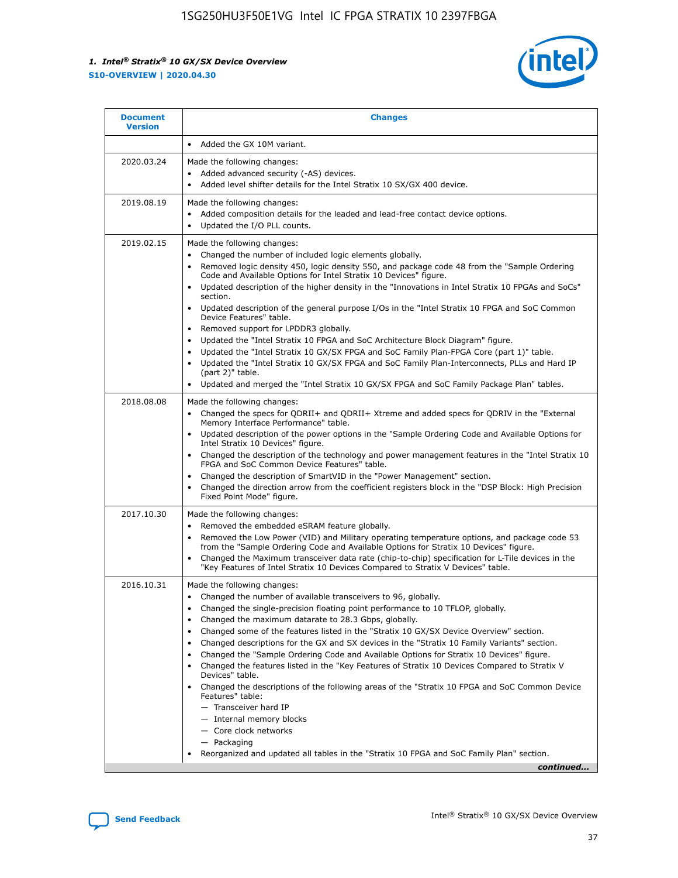| Document Version | Changes |
| --- | --- |
| | • Added the GX 10M variant. |
| 2020.03.24 | Made the following changes:<br>• Added advanced security (-AS) devices.<br>• Added level shifter details for the Intel Stratix 10 SX/GX 400 device. |
| 2019.08.19 | Made the following changes:<br>• Added composition details for the leaded and lead-free contact device options.<br>• Updated the I/O PLL counts. |
| 2019.02.15 | Made the following changes:<br>• Changed the number of included logic elements globally.<br>• Removed logic density 450, logic density 550, and package code 48 from the "Sample Ordering Code and Available Options for Intel Stratix 10 Devices" figure.<br>• Updated description of the higher density in the "Innovations in Intel Stratix 10 FPGAs and SoCs" section.<br>• Updated description of the general purpose I/Os in the "Intel Stratix 10 FPGA and SoC Common Device Features" table.<br>• Removed support for LPDDR3 globally.<br>• Updated the "Intel Stratix 10 FPGA and SoC Architecture Block Diagram" figure.<br>• Updated the "Intel Stratix 10 GX/SX FPGA and SoC Family Plan-FPGA Core (part 1)" table.<br>• Updated the "Intel Stratix 10 GX/SX FPGA and SoC Family Plan-Interconnects, PLLs and Hard IP (part 2)" table.<br>• Updated and merged the "Intel Stratix 10 GX/SX FPGA and SoC Family Package Plan" tables. |
| 2018.08.08 | Made the following changes:<br>• Changed the specs for QDRII+ and QDRII+ Xtreme and added specs for QDRIV in the "External Memory Interface Performance" table.<br>• Updated description of the power options in the "Sample Ordering Code and Available Options for Intel Stratix 10 Devices" figure.<br>• Changed the description of the technology and power management features in the "Intel Stratix 10 FPGA and SoC Common Device Features" table.<br>• Changed the description of SmartVID in the "Power Management" section.<br>• Changed the direction arrow from the coefficient registers block in the "DSP Block: High Precision Fixed Point Mode" figure. |
| 2017.10.30 | Made the following changes:<br>• Removed the embedded eSRAM feature globally.<br>• Removed the Low Power (VID) and Military operating temperature options, and package code 53 from the "Sample Ordering Code and Available Options for Intel Stratix 10 Devices" figure.<br>• Changed the Maximum transceiver data rate (chip-to-chip) specification for L-Tile devices in the "Key Features of Intel Stratix 10 Devices Compared to Stratix V Devices" table. |
| 2016.10.31 | Made the following changes:<br>• Changed the number of available transceivers to 96, globally.<br>• Changed the single-precision floating point performance to 10 TFLOP, globally.<br>• Changed the maximum datarate to 28.3 Gbps, globally.<br>• Changed some of the features listed in the "Stratix 10 GX/SX Device Overview" section.<br>• Changed descriptions for the GX and SX devices in the "Stratix 10 Family Variants" section.<br>• Changed the "Sample Ordering Code and Available Options for Stratix 10 Devices" figure.<br>• Changed the features listed in the "Key Features of Stratix 10 Devices Compared to Stratix V Devices" table.<br>• Changed the descriptions of the following areas of the "Stratix 10 FPGA and SoC Common Device Features" table:<br>— Transceiver hard IP<br>— Internal memory blocks<br>— Core clock networks<br>— Packaging<br>• Reorganized and updated all tables in the "Stratix 10 FPGA and SoC Family Plan" section. |

*continued...*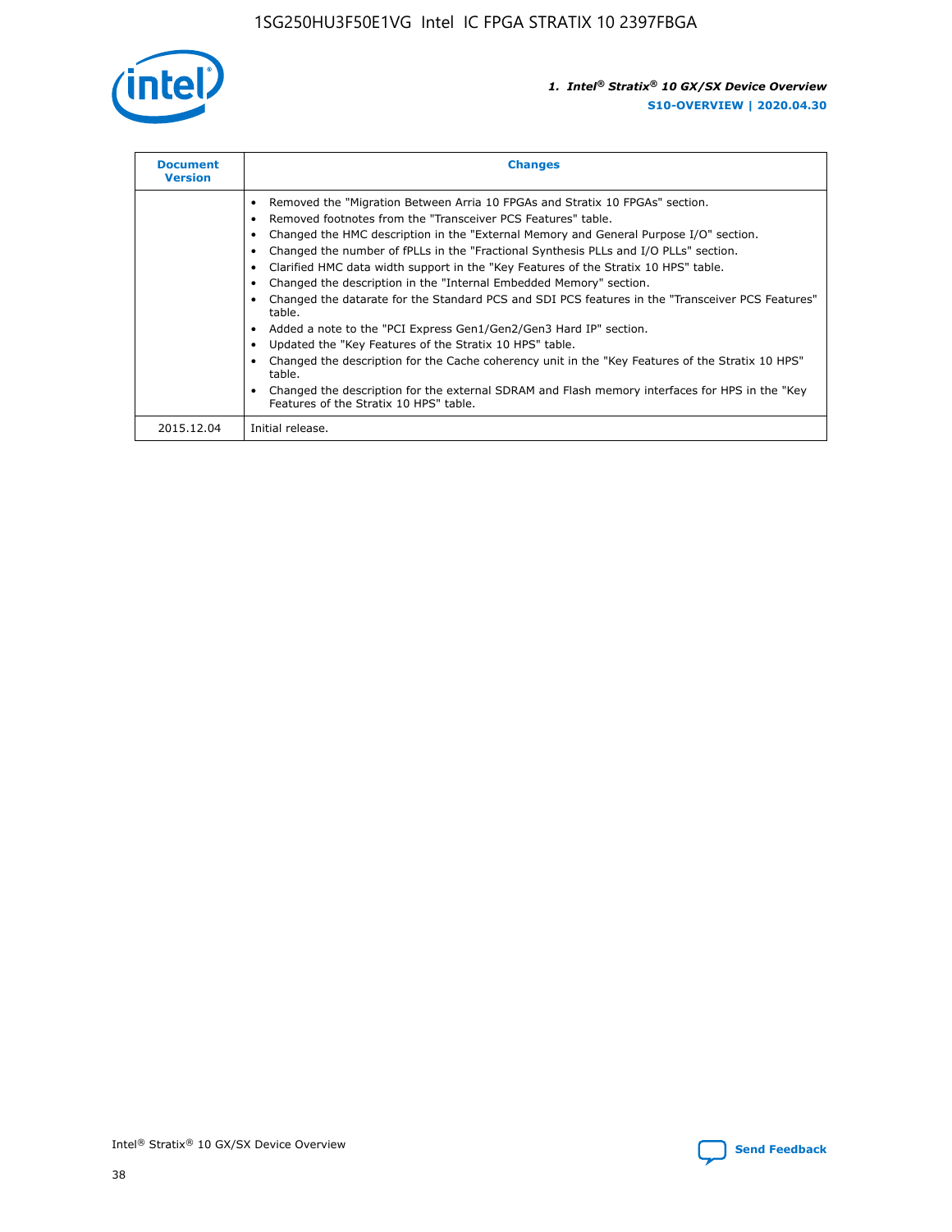| Document Version | Changes |
| --- | --- |
| | • Removed the "Migration Between Arria 10 FPGAs and Stratix 10 FPGAs" section.<br>• Removed footnotes from the "Transceiver PCS Features" table.<br>• Changed the HMC description in the "External Memory and General Purpose I/O" section.<br>• Changed the number of fPLLs in the "Fractional Synthesis PLLs and I/O PLLs" section.<br>• Clarified HMC data width support in the "Key Features of the Stratix 10 HPS" table.<br>• Changed the description in the "Internal Embedded Memory" section.<br>• Changed the datarate for the Standard PCS and SDI PCS features in the "Transceiver PCS Features" table.<br>• Added a note to the "PCI Express Gen1/Gen2/Gen3 Hard IP" section.<br>• Updated the "Key Features of the Stratix 10 HPS" table.<br>• Changed the description for the Cache coherency unit in the "Key Features of the Stratix 10 HPS" table.<br>• Changed the description for the external SDRAM and Flash memory interfaces for HPS in the "Key Features of the Stratix 10 HPS" table. |
| 2015.12.04 | Initial release. |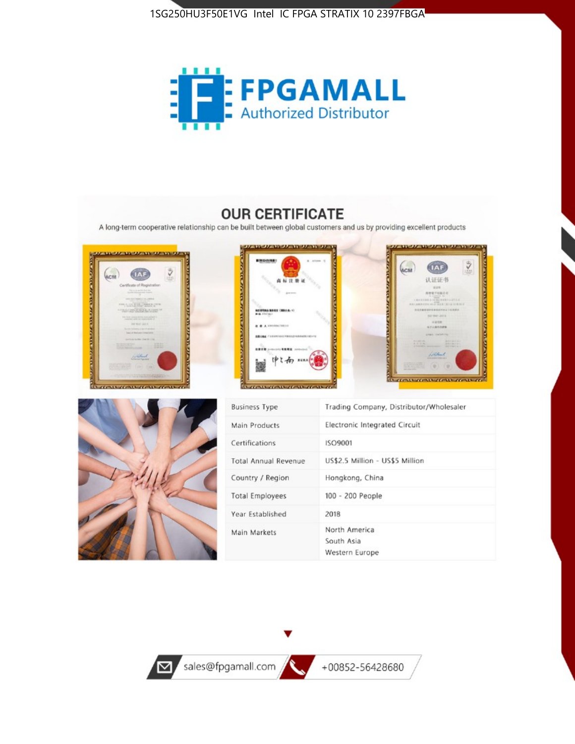FPGAMALL
Authorized Distributor

## OUR CERTIFICATE

A long-term cooperative relationship can be built between global customers and us by providing excellent products

| | |
|---|---|
| Business Type | Trading Company, Distributor/Wholesaler |
| Main Products | Electronic Integrated Circuit |
| Certifications | ISO9001 |
| Total Annual Revenue | US$2.5 Million - US$5 Million |
| Country / Region | Hongkong, China |
| Total Employees | 100 - 200 People |
| Year Established | 2018 |
| Main Markets | North America<br>South Asia<br>Western Europe |

sales@fpgamall.com

+00852-56428680